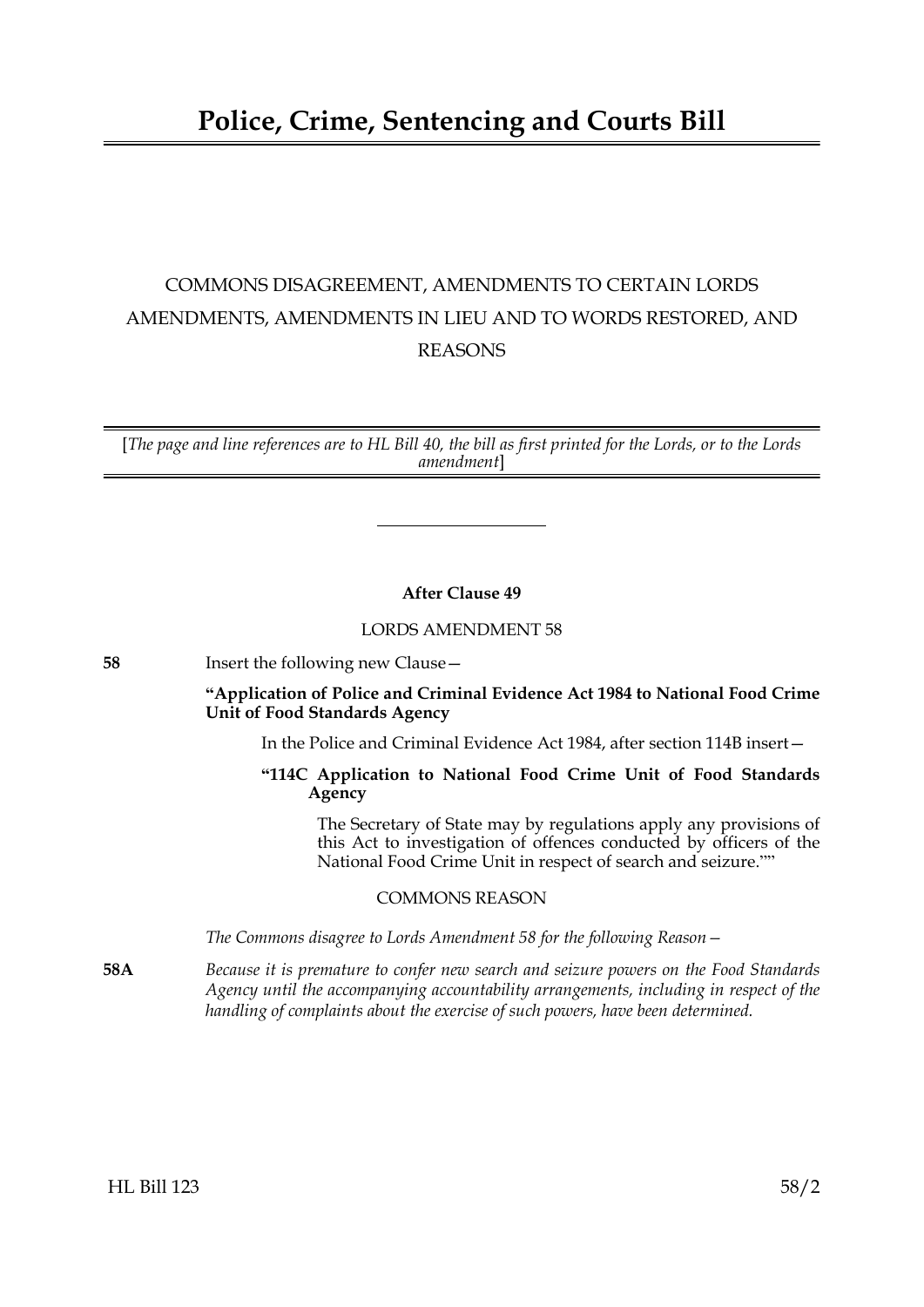# Police, Crime, Sentencing and Courts Bill

COMMONS DISAGREEMENT, AMENDMENTS TO CERTAIN LORDS AMENDMENTS, AMENDMENTS IN LIEU AND TO WORDS RESTORED, AND REASONS

[*The page and line references are to HL Bill 40, the bill as first printed for the Lords, or to the Lords amendment*]

---

**After Clause 49**

LORDS AMENDMENT 58

**58** Insert the following new Clause—

**"Application of Police and Criminal Evidence Act 1984 to National Food Crime Unit of Food Standards Agency**

In the Police and Criminal Evidence Act 1984, after section 114B insert—

**"114C Application to National Food Crime Unit of Food Standards Agency**

The Secretary of State may by regulations apply any provisions of this Act to investigation of offences conducted by officers of the National Food Crime Unit in respect of search and seizure.""

COMMONS REASON

*The Commons disagree to Lords Amendment 58 for the following Reason—*

**58A** *Because it is premature to confer new search and seizure powers on the Food Standards Agency until the accompanying accountability arrangements, including in respect of the handling of complaints about the exercise of such powers, have been determined.*

HL Bill 123 58/2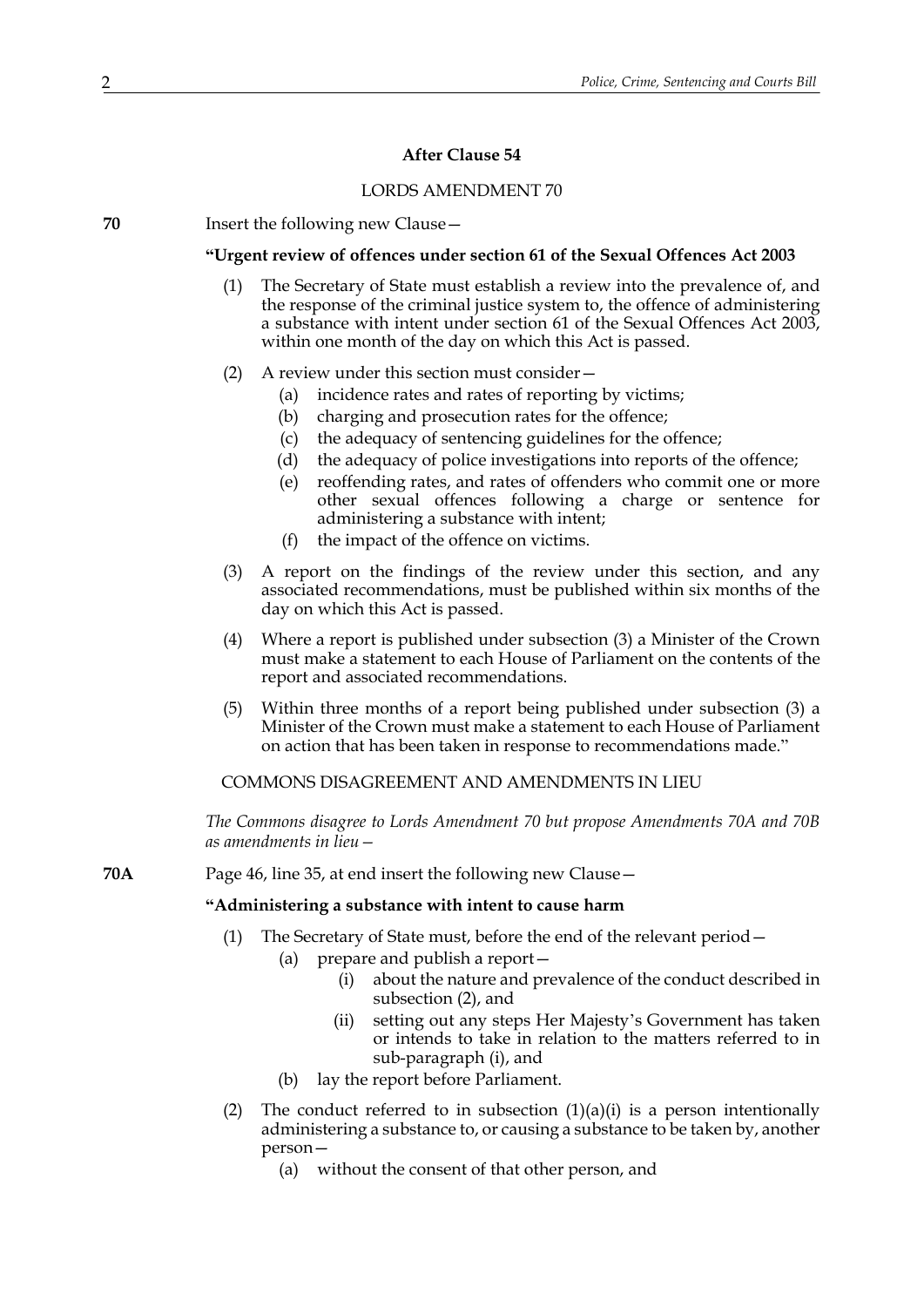**After Clause 54**

LORDS AMENDMENT 70

**70** Insert the following new Clause—

**"Urgent review of offences under section 61 of the Sexual Offences Act 2003**

(1) The Secretary of State must establish a review into the prevalence of, and the response of the criminal justice system to, the offence of administering a substance with intent under section 61 of the Sexual Offences Act 2003, within one month of the day on which this Act is passed.

(2) A review under this section must consider—

(a) incidence rates and rates of reporting by victims;

(b) charging and prosecution rates for the offence;

(c) the adequacy of sentencing guidelines for the offence;

(d) the adequacy of police investigations into reports of the offence;

(e) reoffending rates, and rates of offenders who commit one or more other sexual offences following a charge or sentence for administering a substance with intent;

(f) the impact of the offence on victims.

(3) A report on the findings of the review under this section, and any associated recommendations, must be published within six months of the day on which this Act is passed.

(4) Where a report is published under subsection (3) a Minister of the Crown must make a statement to each House of Parliament on the contents of the report and associated recommendations.

(5) Within three months of a report being published under subsection (3) a Minister of the Crown must make a statement to each House of Parliament on action that has been taken in response to recommendations made."

COMMONS DISAGREEMENT AND AMENDMENTS IN LIEU

*The Commons disagree to Lords Amendment 70 but propose Amendments 70A and 70B as amendments in lieu—*

**70A** Page 46, line 35, at end insert the following new Clause—

**"Administering a substance with intent to cause harm**

(1) The Secretary of State must, before the end of the relevant period—

(a) prepare and publish a report—

(i) about the nature and prevalence of the conduct described in subsection (2), and

(ii) setting out any steps Her Majesty's Government has taken or intends to take in relation to the matters referred to in sub-paragraph (i), and

(b) lay the report before Parliament.

(2) The conduct referred to in subsection (1)(a)(i) is a person intentionally administering a substance to, or causing a substance to be taken by, another person—

(a) without the consent of that other person, and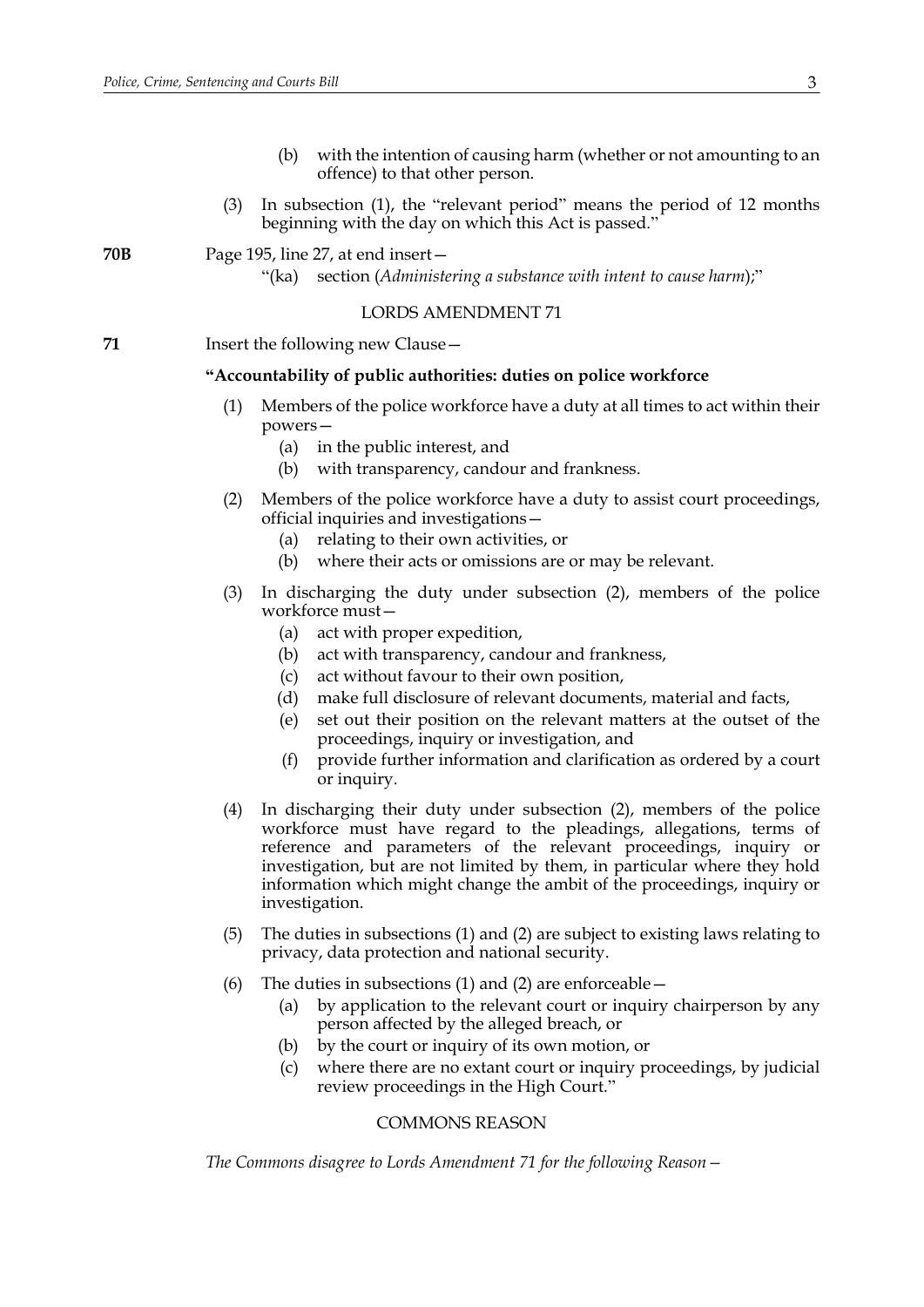(b) with the intention of causing harm (whether or not amounting to an offence) to that other person.

(3) In subsection (1), the "relevant period" means the period of 12 months beginning with the day on which this Act is passed."

**70B** Page 195, line 27, at end insert—

"(ka) section (*Administering a substance with intent to cause harm*);"

LORDS AMENDMENT 71

**71** Insert the following new Clause—

**"Accountability of public authorities: duties on police workforce**

(1) Members of the police workforce have a duty at all times to act within their powers—

(a) in the public interest, and

(b) with transparency, candour and frankness.

(2) Members of the police workforce have a duty to assist court proceedings, official inquiries and investigations—

(a) relating to their own activities, or

(b) where their acts or omissions are or may be relevant.

(3) In discharging the duty under subsection (2), members of the police workforce must—

(a) act with proper expedition,

(b) act with transparency, candour and frankness,

(c) act without favour to their own position,

(d) make full disclosure of relevant documents, material and facts,

(e) set out their position on the relevant matters at the outset of the proceedings, inquiry or investigation, and

(f) provide further information and clarification as ordered by a court or inquiry.

(4) In discharging their duty under subsection (2), members of the police workforce must have regard to the pleadings, allegations, terms of reference and parameters of the relevant proceedings, inquiry or investigation, but are not limited by them, in particular where they hold information which might change the ambit of the proceedings, inquiry or investigation.

(5) The duties in subsections (1) and (2) are subject to existing laws relating to privacy, data protection and national security.

(6) The duties in subsections (1) and (2) are enforceable—

(a) by application to the relevant court or inquiry chairperson by any person affected by the alleged breach, or

(b) by the court or inquiry of its own motion, or

(c) where there are no extant court or inquiry proceedings, by judicial review proceedings in the High Court."

COMMONS REASON

*The Commons disagree to Lords Amendment 71 for the following Reason—*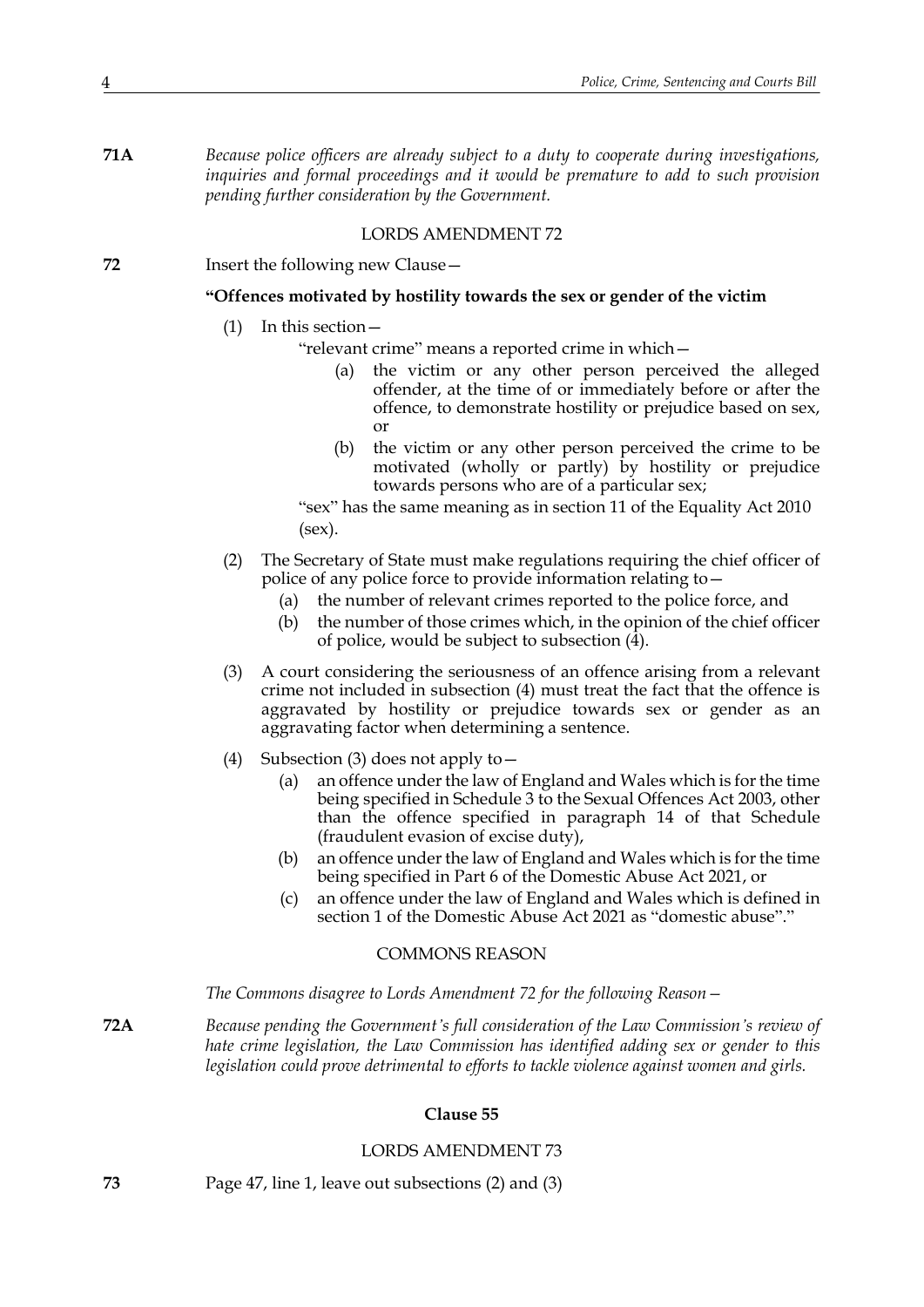**71A** *Because police officers are already subject to a duty to cooperate during investigations, inquiries and formal proceedings and it would be premature to add to such provision pending further consideration by the Government.*

LORDS AMENDMENT 72

**72** Insert the following new Clause—

**"Offences motivated by hostility towards the sex or gender of the victim**

(1) In this section—

"relevant crime" means a reported crime in which—

(a) the victim or any other person perceived the alleged offender, at the time of or immediately before or after the offence, to demonstrate hostility or prejudice based on sex, or

(b) the victim or any other person perceived the crime to be motivated (wholly or partly) by hostility or prejudice towards persons who are of a particular sex;

"sex" has the same meaning as in section 11 of the Equality Act 2010 (sex).

(2) The Secretary of State must make regulations requiring the chief officer of police of any police force to provide information relating to—

(a) the number of relevant crimes reported to the police force, and

(b) the number of those crimes which, in the opinion of the chief officer of police, would be subject to subsection (4).

(3) A court considering the seriousness of an offence arising from a relevant crime not included in subsection (4) must treat the fact that the offence is aggravated by hostility or prejudice towards sex or gender as an aggravating factor when determining a sentence.

(4) Subsection (3) does not apply to—

(a) an offence under the law of England and Wales which is for the time being specified in Schedule 3 to the Sexual Offences Act 2003, other than the offence specified in paragraph 14 of that Schedule (fraudulent evasion of excise duty),

(b) an offence under the law of England and Wales which is for the time being specified in Part 6 of the Domestic Abuse Act 2021, or

(c) an offence under the law of England and Wales which is defined in section 1 of the Domestic Abuse Act 2021 as "domestic abuse"."

COMMONS REASON

*The Commons disagree to Lords Amendment 72 for the following Reason—*

**72A** *Because pending the Government's full consideration of the Law Commission's review of hate crime legislation, the Law Commission has identified adding sex or gender to this legislation could prove detrimental to efforts to tackle violence against women and girls.*

**Clause 55**

LORDS AMENDMENT 73

**73** Page 47, line 1, leave out subsections (2) and (3)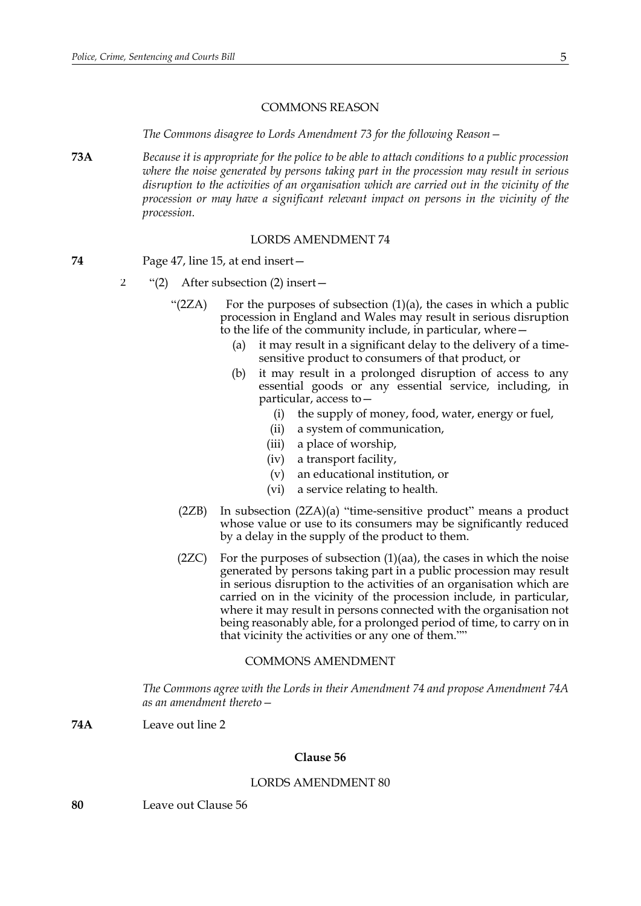COMMONS REASON

*The Commons disagree to Lords Amendment 73 for the following Reason—*

**73A** *Because it is appropriate for the police to be able to attach conditions to a public procession where the noise generated by persons taking part in the procession may result in serious disruption to the activities of an organisation which are carried out in the vicinity of the procession or may have a significant relevant impact on persons in the vicinity of the procession.*

LORDS AMENDMENT 74

**74** Page 47, line 15, at end insert—

2 "(2) After subsection (2) insert—

"(2ZA) For the purposes of subsection (1)(a), the cases in which a public procession in England and Wales may result in serious disruption to the life of the community include, in particular, where—

(a) it may result in a significant delay to the delivery of a time-sensitive product to consumers of that product, or

(b) it may result in a prolonged disruption of access to any essential goods or any essential service, including, in particular, access to—

(i) the supply of money, food, water, energy or fuel,

(ii) a system of communication,

(iii) a place of worship,

(iv) a transport facility,

(v) an educational institution, or

(vi) a service relating to health.

(2ZB) In subsection (2ZA)(a) "time-sensitive product" means a product whose value or use to its consumers may be significantly reduced by a delay in the supply of the product to them.

(2ZC) For the purposes of subsection (1)(aa), the cases in which the noise generated by persons taking part in a public procession may result in serious disruption to the activities of an organisation which are carried on in the vicinity of the procession include, in particular, where it may result in persons connected with the organisation not being reasonably able, for a prolonged period of time, to carry on in that vicinity the activities or any one of them.""

COMMONS AMENDMENT

*The Commons agree with the Lords in their Amendment 74 and propose Amendment 74A as an amendment thereto—*

**74A** Leave out line 2

**Clause 56**

LORDS AMENDMENT 80

**80** Leave out Clause 56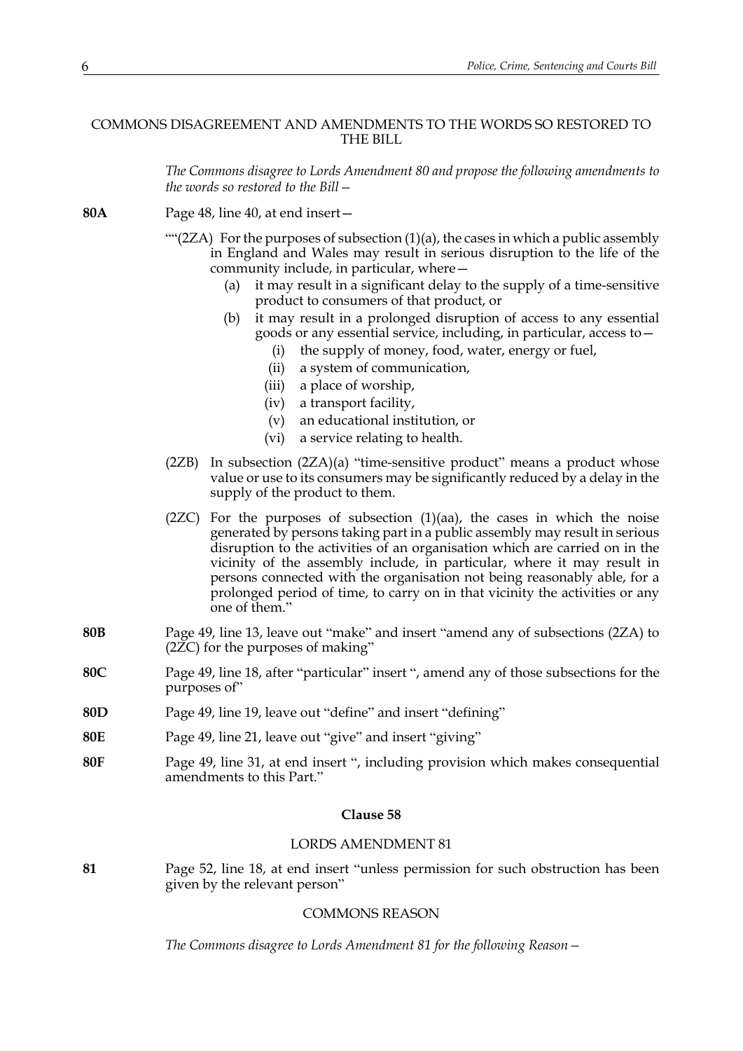COMMONS DISAGREEMENT AND AMENDMENTS TO THE WORDS SO RESTORED TO THE BILL

*The Commons disagree to Lords Amendment 80 and propose the following amendments to the words so restored to the Bill—*

**80A** Page 48, line 40, at end insert—

""(2ZA) For the purposes of subsection (1)(a), the cases in which a public assembly in England and Wales may result in serious disruption to the life of the community include, in particular, where—

(a) it may result in a significant delay to the supply of a time-sensitive product to consumers of that product, or

(b) it may result in a prolonged disruption of access to any essential goods or any essential service, including, in particular, access to—

(i) the supply of money, food, water, energy or fuel,

(ii) a system of communication,

(iii) a place of worship,

(iv) a transport facility,

(v) an educational institution, or

(vi) a service relating to health.

(2ZB) In subsection (2ZA)(a) "time-sensitive product" means a product whose value or use to its consumers may be significantly reduced by a delay in the supply of the product to them.

(2ZC) For the purposes of subsection (1)(aa), the cases in which the noise generated by persons taking part in a public assembly may result in serious disruption to the activities of an organisation which are carried on in the vicinity of the assembly include, in particular, where it may result in persons connected with the organisation not being reasonably able, for a prolonged period of time, to carry on in that vicinity the activities or any one of them."

**80B** Page 49, line 13, leave out "make" and insert "amend any of subsections (2ZA) to (2ZC) for the purposes of making"

**80C** Page 49, line 18, after "particular" insert ", amend any of those subsections for the purposes of"

**80D** Page 49, line 19, leave out "define" and insert "defining"

**80E** Page 49, line 21, leave out "give" and insert "giving"

**80F** Page 49, line 31, at end insert ", including provision which makes consequential amendments to this Part."

**Clause 58**

LORDS AMENDMENT 81

**81** Page 52, line 18, at end insert "unless permission for such obstruction has been given by the relevant person"

COMMONS REASON

*The Commons disagree to Lords Amendment 81 for the following Reason—*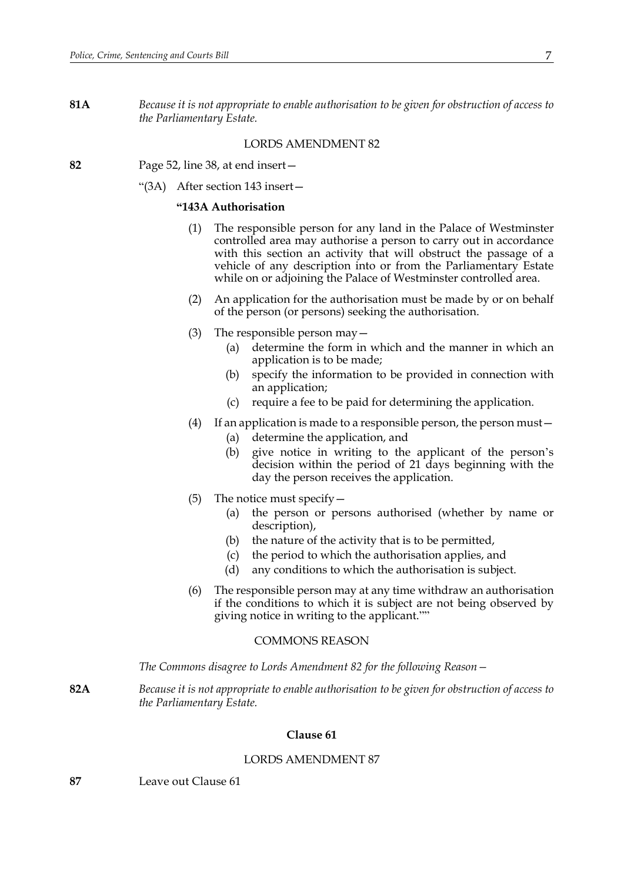**81A** *Because it is not appropriate to enable authorisation to be given for obstruction of access to the Parliamentary Estate.*

LORDS AMENDMENT 82

**82** Page 52, line 38, at end insert—

"(3A) After section 143 insert—

**"143A Authorisation**

(1) The responsible person for any land in the Palace of Westminster controlled area may authorise a person to carry out in accordance with this section an activity that will obstruct the passage of a vehicle of any description into or from the Parliamentary Estate while on or adjoining the Palace of Westminster controlled area.

(2) An application for the authorisation must be made by or on behalf of the person (or persons) seeking the authorisation.

(3) The responsible person may—

(a) determine the form in which and the manner in which an application is to be made;

(b) specify the information to be provided in connection with an application;

(c) require a fee to be paid for determining the application.

(4) If an application is made to a responsible person, the person must—

(a) determine the application, and

(b) give notice in writing to the applicant of the person's decision within the period of 21 days beginning with the day the person receives the application.

(5) The notice must specify—

(a) the person or persons authorised (whether by name or description),

(b) the nature of the activity that is to be permitted,

(c) the period to which the authorisation applies, and

(d) any conditions to which the authorisation is subject.

(6) The responsible person may at any time withdraw an authorisation if the conditions to which it is subject are not being observed by giving notice in writing to the applicant.""

COMMONS REASON

*The Commons disagree to Lords Amendment 82 for the following Reason—*

**82A** *Because it is not appropriate to enable authorisation to be given for obstruction of access to the Parliamentary Estate.*

**Clause 61**

LORDS AMENDMENT 87

**87** Leave out Clause 61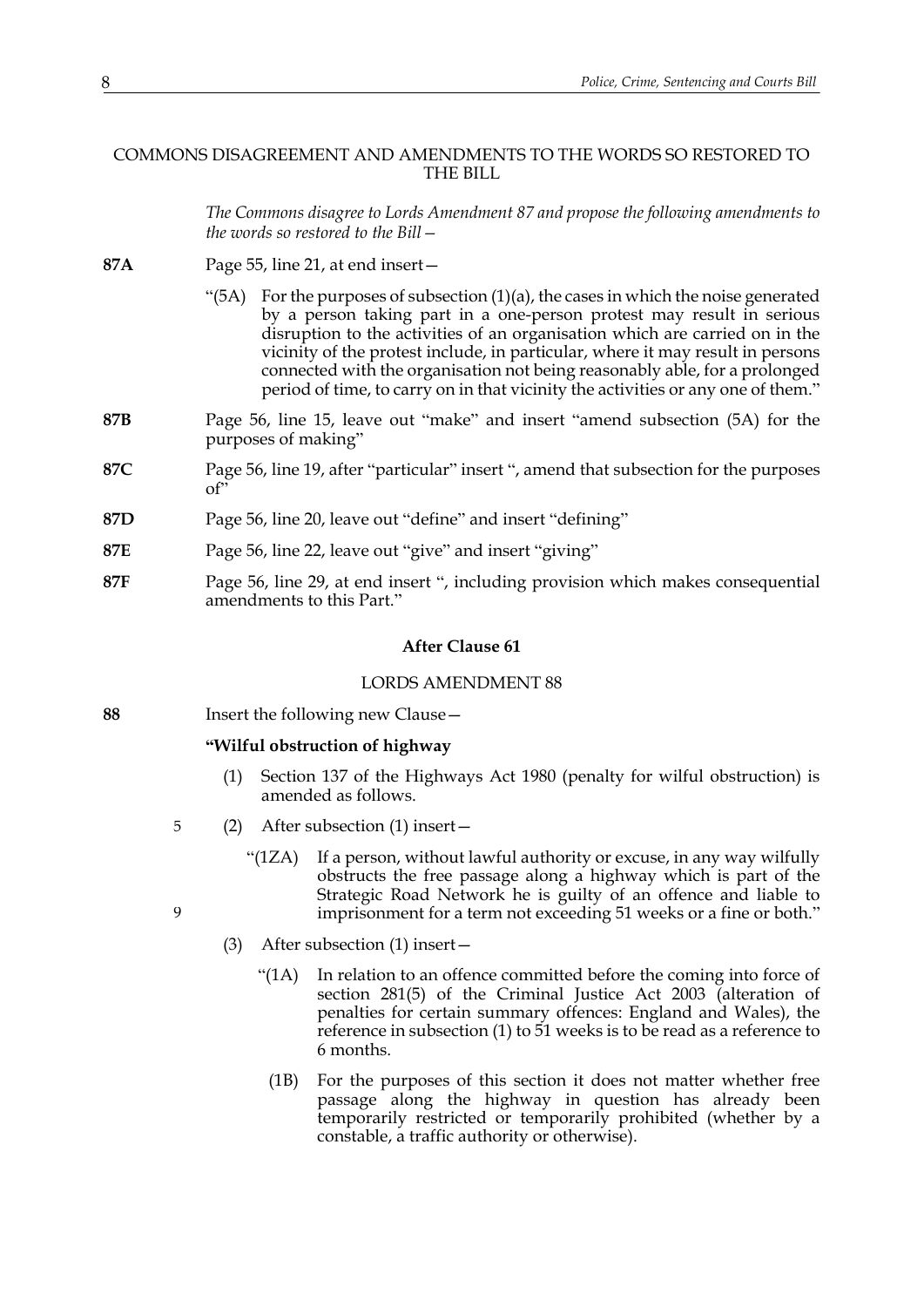COMMONS DISAGREEMENT AND AMENDMENTS TO THE WORDS SO RESTORED TO THE BILL

*The Commons disagree to Lords Amendment 87 and propose the following amendments to the words so restored to the Bill—*

**87A** Page 55, line 21, at end insert—

> "(5A) For the purposes of subsection (1)(a), the cases in which the noise generated by a person taking part in a one-person protest may result in serious disruption to the activities of an organisation which are carried on in the vicinity of the protest include, in particular, where it may result in persons connected with the organisation not being reasonably able, for a prolonged period of time, to carry on in that vicinity the activities or any one of them."

**87B** Page 56, line 15, leave out "make" and insert "amend subsection (5A) for the purposes of making"

**87C** Page 56, line 19, after "particular" insert ", amend that subsection for the purposes of"

**87D** Page 56, line 20, leave out "define" and insert "defining"

**87E** Page 56, line 22, leave out "give" and insert "giving"

**87F** Page 56, line 29, at end insert ", including provision which makes consequential amendments to this Part."

### After Clause 61

LORDS AMENDMENT 88

**88** Insert the following new Clause—

**"Wilful obstruction of highway**

(1) Section 137 of the Highways Act 1980 (penalty for wilful obstruction) is amended as follows.

(2) After subsection (1) insert—

> "(1ZA) If a person, without lawful authority or excuse, in any way wilfully obstructs the free passage along a highway which is part of the Strategic Road Network he is guilty of an offence and liable to imprisonment for a term not exceeding 51 weeks or a fine or both."

(3) After subsection (1) insert—

> "(1A) In relation to an offence committed before the coming into force of section 281(5) of the Criminal Justice Act 2003 (alteration of penalties for certain summary offences: England and Wales), the reference in subsection (1) to 51 weeks is to be read as a reference to 6 months.
>
> (1B) For the purposes of this section it does not matter whether free passage along the highway in question has already been temporarily restricted or temporarily prohibited (whether by a constable, a traffic authority or otherwise).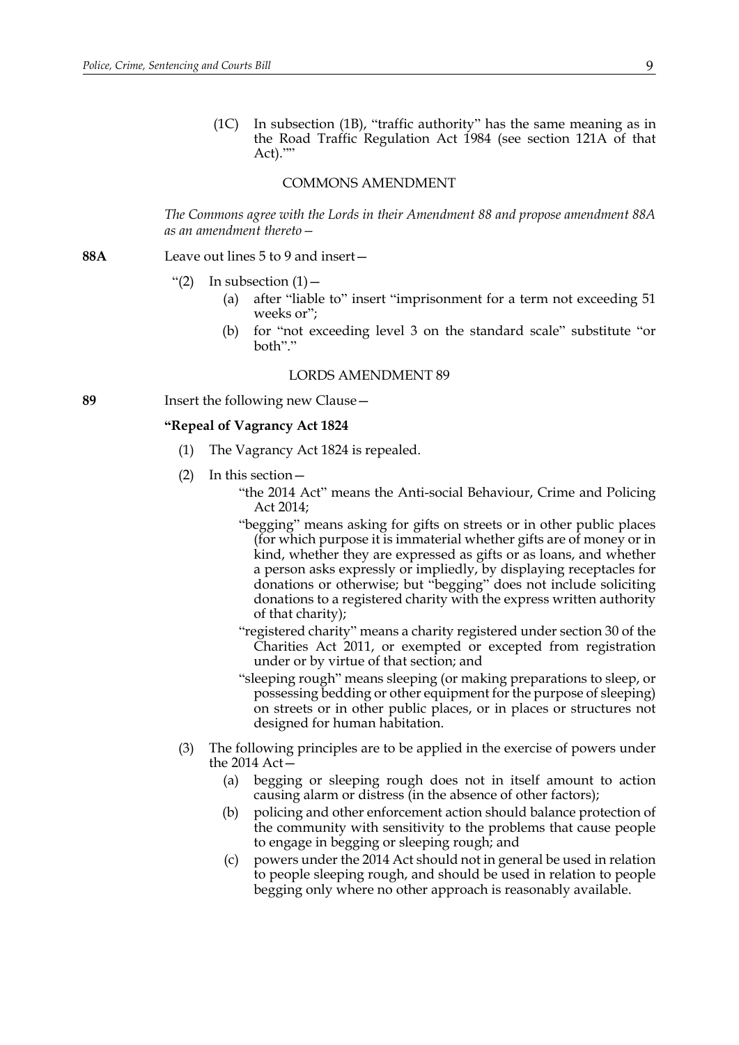(1C) In subsection (1B), "traffic authority" has the same meaning as in the Road Traffic Regulation Act 1984 (see section 121A of that Act).""

COMMONS AMENDMENT

*The Commons agree with the Lords in their Amendment 88 and propose amendment 88A as an amendment thereto—*

**88A** Leave out lines 5 to 9 and insert—

"(2) In subsection (1)—

(a) after "liable to" insert "imprisonment for a term not exceeding 51 weeks or";

(b) for "not exceeding level 3 on the standard scale" substitute "or both"."

LORDS AMENDMENT 89

**89** Insert the following new Clause—

**"Repeal of Vagrancy Act 1824**

(1) The Vagrancy Act 1824 is repealed.

(2) In this section—

"the 2014 Act" means the Anti-social Behaviour, Crime and Policing Act 2014;

"begging" means asking for gifts on streets or in other public places (for which purpose it is immaterial whether gifts are of money or in kind, whether they are expressed as gifts or as loans, and whether a person asks expressly or impliedly, by displaying receptacles for donations or otherwise; but "begging" does not include soliciting donations to a registered charity with the express written authority of that charity);

"registered charity" means a charity registered under section 30 of the Charities Act 2011, or exempted or excepted from registration under or by virtue of that section; and

"sleeping rough" means sleeping (or making preparations to sleep, or possessing bedding or other equipment for the purpose of sleeping) on streets or in other public places, or in places or structures not designed for human habitation.

(3) The following principles are to be applied in the exercise of powers under the 2014 Act—

(a) begging or sleeping rough does not in itself amount to action causing alarm or distress (in the absence of other factors);

(b) policing and other enforcement action should balance protection of the community with sensitivity to the problems that cause people to engage in begging or sleeping rough; and

(c) powers under the 2014 Act should not in general be used in relation to people sleeping rough, and should be used in relation to people begging only where no other approach is reasonably available.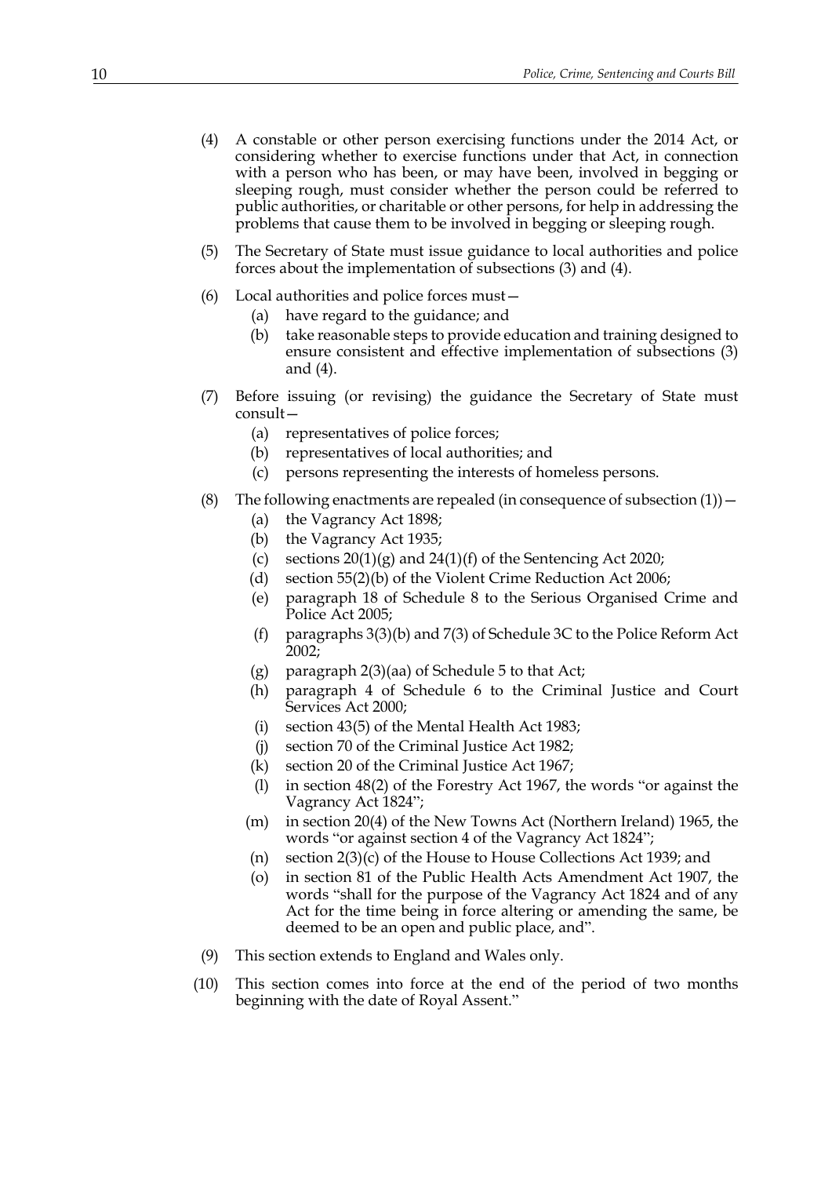(4) A constable or other person exercising functions under the 2014 Act, or considering whether to exercise functions under that Act, in connection with a person who has been, or may have been, involved in begging or sleeping rough, must consider whether the person could be referred to public authorities, or charitable or other persons, for help in addressing the problems that cause them to be involved in begging or sleeping rough.

(5) The Secretary of State must issue guidance to local authorities and police forces about the implementation of subsections (3) and (4).

(6) Local authorities and police forces must—

  (a) have regard to the guidance; and

  (b) take reasonable steps to provide education and training designed to ensure consistent and effective implementation of subsections (3) and (4).

(7) Before issuing (or revising) the guidance the Secretary of State must consult—

  (a) representatives of police forces;

  (b) representatives of local authorities; and

  (c) persons representing the interests of homeless persons.

(8) The following enactments are repealed (in consequence of subsection (1))—

  (a) the Vagrancy Act 1898;

  (b) the Vagrancy Act 1935;

  (c) sections 20(1)(g) and 24(1)(f) of the Sentencing Act 2020;

  (d) section 55(2)(b) of the Violent Crime Reduction Act 2006;

  (e) paragraph 18 of Schedule 8 to the Serious Organised Crime and Police Act 2005;

  (f) paragraphs 3(3)(b) and 7(3) of Schedule 3C to the Police Reform Act 2002;

  (g) paragraph 2(3)(aa) of Schedule 5 to that Act;

  (h) paragraph 4 of Schedule 6 to the Criminal Justice and Court Services Act 2000;

  (i) section 43(5) of the Mental Health Act 1983;

  (j) section 70 of the Criminal Justice Act 1982;

  (k) section 20 of the Criminal Justice Act 1967;

  (l) in section 48(2) of the Forestry Act 1967, the words "or against the Vagrancy Act 1824";

  (m) in section 20(4) of the New Towns Act (Northern Ireland) 1965, the words "or against section 4 of the Vagrancy Act 1824";

  (n) section 2(3)(c) of the House to House Collections Act 1939; and

  (o) in section 81 of the Public Health Acts Amendment Act 1907, the words "shall for the purpose of the Vagrancy Act 1824 and of any Act for the time being in force altering or amending the same, be deemed to be an open and public place, and".

(9) This section extends to England and Wales only.

(10) This section comes into force at the end of the period of two months beginning with the date of Royal Assent."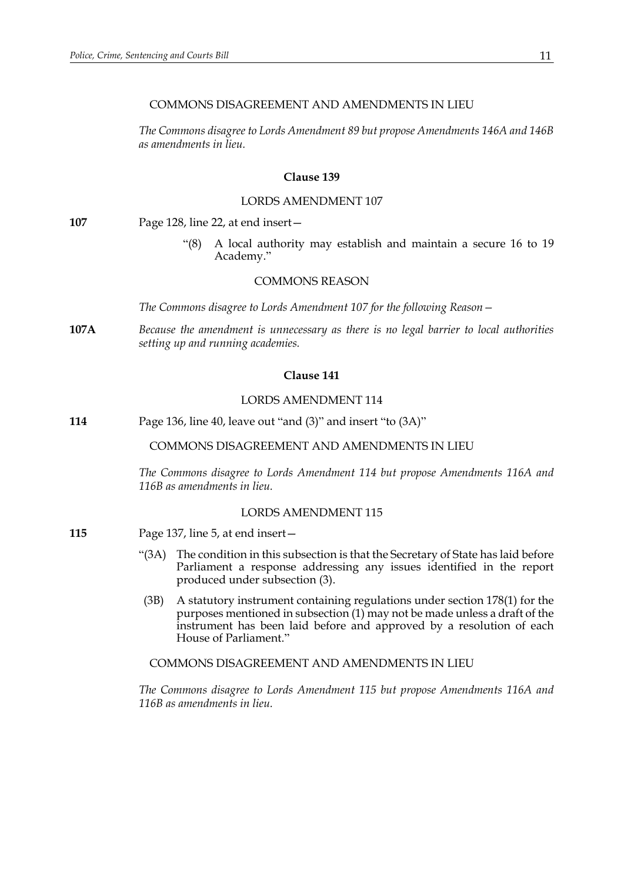COMMONS DISAGREEMENT AND AMENDMENTS IN LIEU

*The Commons disagree to Lords Amendment 89 but propose Amendments 146A and 146B as amendments in lieu.*

### Clause 139

LORDS AMENDMENT 107

**107** Page 128, line 22, at end insert—

"(8) A local authority may establish and maintain a secure 16 to 19 Academy."

COMMONS REASON

*The Commons disagree to Lords Amendment 107 for the following Reason—*

**107A** *Because the amendment is unnecessary as there is no legal barrier to local authorities setting up and running academies.*

### Clause 141

LORDS AMENDMENT 114

**114** Page 136, line 40, leave out "and (3)" and insert "to (3A)"

COMMONS DISAGREEMENT AND AMENDMENTS IN LIEU

*The Commons disagree to Lords Amendment 114 but propose Amendments 116A and 116B as amendments in lieu.*

LORDS AMENDMENT 115

**115** Page 137, line 5, at end insert—

"(3A) The condition in this subsection is that the Secretary of State has laid before Parliament a response addressing any issues identified in the report produced under subsection (3).

(3B) A statutory instrument containing regulations under section 178(1) for the purposes mentioned in subsection (1) may not be made unless a draft of the instrument has been laid before and approved by a resolution of each House of Parliament."

COMMONS DISAGREEMENT AND AMENDMENTS IN LIEU

*The Commons disagree to Lords Amendment 115 but propose Amendments 116A and 116B as amendments in lieu.*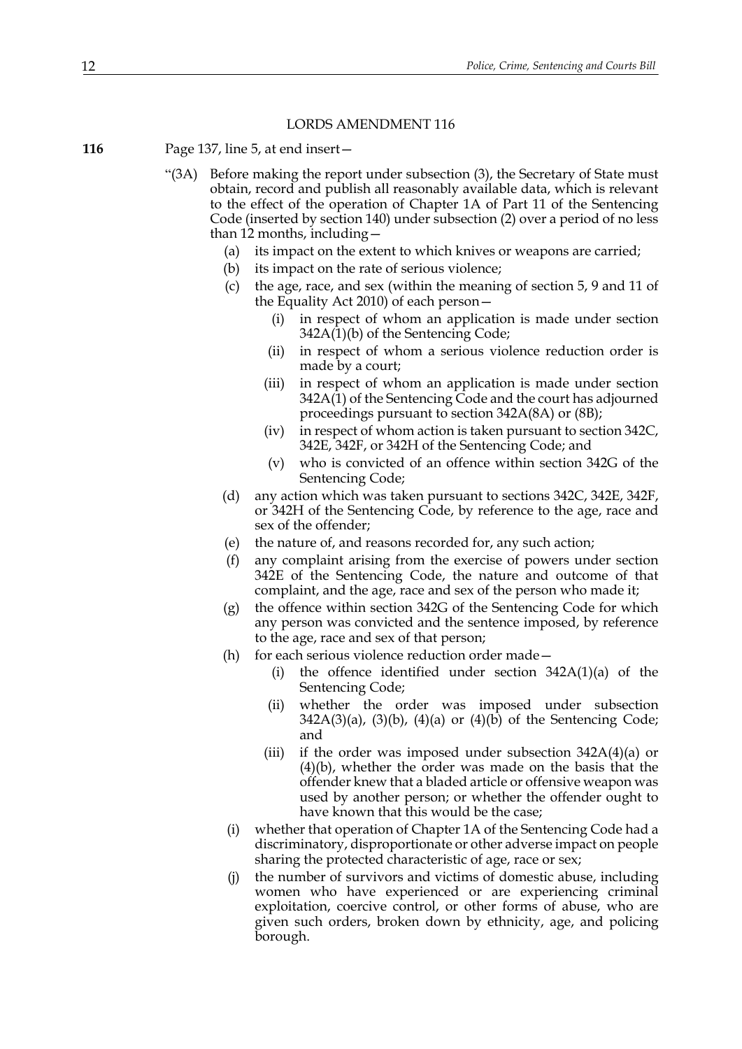LORDS AMENDMENT 116

**116** Page 137, line 5, at end insert—

"(3A) Before making the report under subsection (3), the Secretary of State must obtain, record and publish all reasonably available data, which is relevant to the effect of the operation of Chapter 1A of Part 11 of the Sentencing Code (inserted by section 140) under subsection (2) over a period of no less than 12 months, including—

(a) its impact on the extent to which knives or weapons are carried;

(b) its impact on the rate of serious violence;

(c) the age, race, and sex (within the meaning of section 5, 9 and 11 of the Equality Act 2010) of each person—

(i) in respect of whom an application is made under section 342A(1)(b) of the Sentencing Code;

(ii) in respect of whom a serious violence reduction order is made by a court;

(iii) in respect of whom an application is made under section 342A(1) of the Sentencing Code and the court has adjourned proceedings pursuant to section 342A(8A) or (8B);

(iv) in respect of whom action is taken pursuant to section 342C, 342E, 342F, or 342H of the Sentencing Code; and

(v) who is convicted of an offence within section 342G of the Sentencing Code;

(d) any action which was taken pursuant to sections 342C, 342E, 342F, or 342H of the Sentencing Code, by reference to the age, race and sex of the offender;

(e) the nature of, and reasons recorded for, any such action;

(f) any complaint arising from the exercise of powers under section 342E of the Sentencing Code, the nature and outcome of that complaint, and the age, race and sex of the person who made it;

(g) the offence within section 342G of the Sentencing Code for which any person was convicted and the sentence imposed, by reference to the age, race and sex of that person;

(h) for each serious violence reduction order made—

(i) the offence identified under section 342A(1)(a) of the Sentencing Code;

(ii) whether the order was imposed under subsection 342A(3)(a), (3)(b), (4)(a) or (4)(b) of the Sentencing Code; and

(iii) if the order was imposed under subsection 342A(4)(a) or (4)(b), whether the order was made on the basis that the offender knew that a bladed article or offensive weapon was used by another person; or whether the offender ought to have known that this would be the case;

(i) whether that operation of Chapter 1A of the Sentencing Code had a discriminatory, disproportionate or other adverse impact on people sharing the protected characteristic of age, race or sex;

(j) the number of survivors and victims of domestic abuse, including women who have experienced or are experiencing criminal exploitation, coercive control, or other forms of abuse, who are given such orders, broken down by ethnicity, age, and policing borough.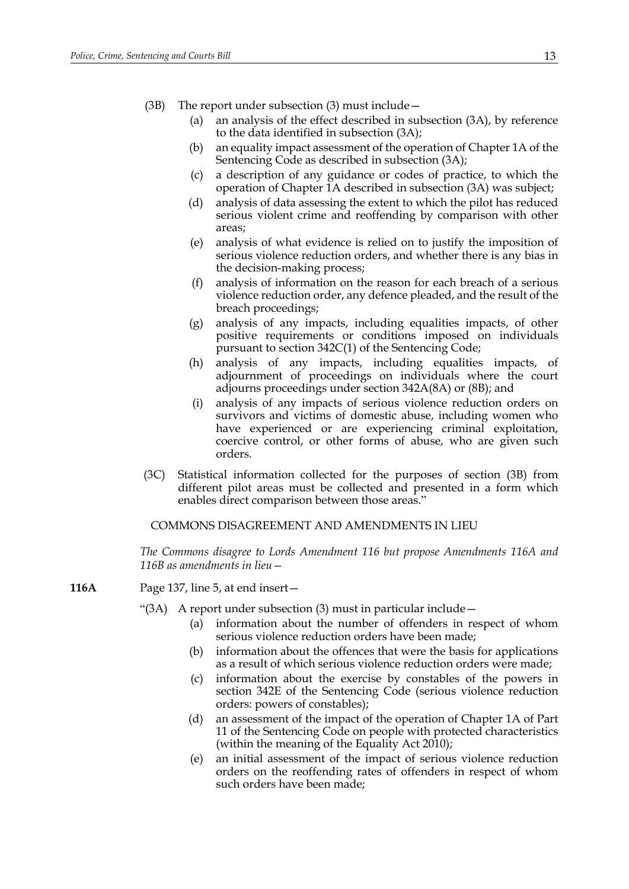(3B) The report under subsection (3) must include—

(a) an analysis of the effect described in subsection (3A), by reference to the data identified in subsection (3A);

(b) an equality impact assessment of the operation of Chapter 1A of the Sentencing Code as described in subsection (3A);

(c) a description of any guidance or codes of practice, to which the operation of Chapter 1A described in subsection (3A) was subject;

(d) analysis of data assessing the extent to which the pilot has reduced serious violent crime and reoffending by comparison with other areas;

(e) analysis of what evidence is relied on to justify the imposition of serious violence reduction orders, and whether there is any bias in the decision-making process;

(f) analysis of information on the reason for each breach of a serious violence reduction order, any defence pleaded, and the result of the breach proceedings;

(g) analysis of any impacts, including equalities impacts, of other positive requirements or conditions imposed on individuals pursuant to section 342C(1) of the Sentencing Code;

(h) analysis of any impacts, including equalities impacts, of adjournment of proceedings on individuals where the court adjourns proceedings under section 342A(8A) or (8B); and

(i) analysis of any impacts of serious violence reduction orders on survivors and victims of domestic abuse, including women who have experienced or are experiencing criminal exploitation, coercive control, or other forms of abuse, who are given such orders.

(3C) Statistical information collected for the purposes of section (3B) from different pilot areas must be collected and presented in a form which enables direct comparison between those areas."

COMMONS DISAGREEMENT AND AMENDMENTS IN LIEU

*The Commons disagree to Lords Amendment 116 but propose Amendments 116A and 116B as amendments in lieu—*

**116A** Page 137, line 5, at end insert—

"(3A) A report under subsection (3) must in particular include—

(a) information about the number of offenders in respect of whom serious violence reduction orders have been made;

(b) information about the offences that were the basis for applications as a result of which serious violence reduction orders were made;

(c) information about the exercise by constables of the powers in section 342E of the Sentencing Code (serious violence reduction orders: powers of constables);

(d) an assessment of the impact of the operation of Chapter 1A of Part 11 of the Sentencing Code on people with protected characteristics (within the meaning of the Equality Act 2010);

(e) an initial assessment of the impact of serious violence reduction orders on the reoffending rates of offenders in respect of whom such orders have been made;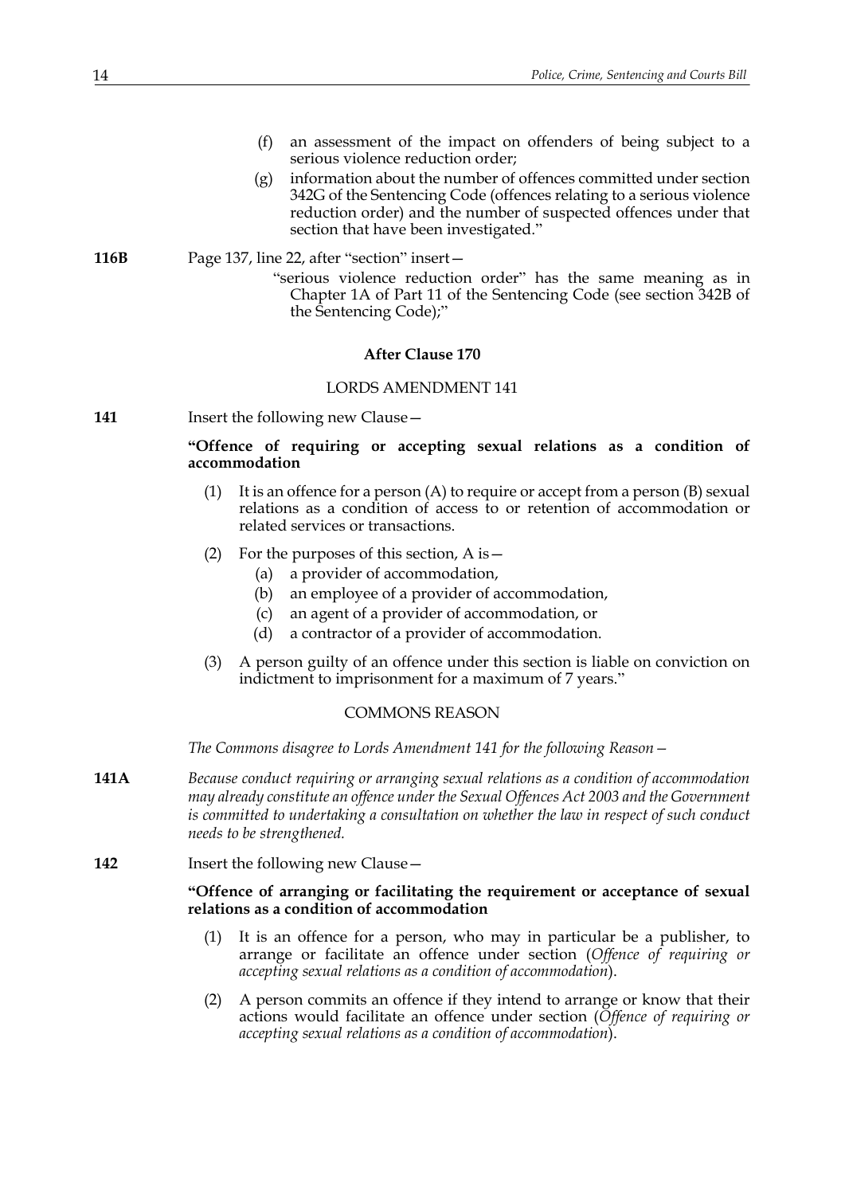(f) an assessment of the impact on offenders of being subject to a serious violence reduction order;

(g) information about the number of offences committed under section 342G of the Sentencing Code (offences relating to a serious violence reduction order) and the number of suspected offences under that section that have been investigated."

**116B** Page 137, line 22, after "section" insert—

"serious violence reduction order" has the same meaning as in Chapter 1A of Part 11 of the Sentencing Code (see section 342B of the Sentencing Code);"

### After Clause 170

LORDS AMENDMENT 141

**141** Insert the following new Clause—

**"Offence of requiring or accepting sexual relations as a condition of accommodation**

(1) It is an offence for a person (A) to require or accept from a person (B) sexual relations as a condition of access to or retention of accommodation or related services or transactions.

(2) For the purposes of this section, A is—

(a) a provider of accommodation,

(b) an employee of a provider of accommodation,

(c) an agent of a provider of accommodation, or

(d) a contractor of a provider of accommodation.

(3) A person guilty of an offence under this section is liable on conviction on indictment to imprisonment for a maximum of 7 years."

COMMONS REASON

*The Commons disagree to Lords Amendment 141 for the following Reason—*

**141A** *Because conduct requiring or arranging sexual relations as a condition of accommodation may already constitute an offence under the Sexual Offences Act 2003 and the Government is committed to undertaking a consultation on whether the law in respect of such conduct needs to be strengthened.*

**142** Insert the following new Clause—

**"Offence of arranging or facilitating the requirement or acceptance of sexual relations as a condition of accommodation**

(1) It is an offence for a person, who may in particular be a publisher, to arrange or facilitate an offence under section (*Offence of requiring or accepting sexual relations as a condition of accommodation*).

(2) A person commits an offence if they intend to arrange or know that their actions would facilitate an offence under section (*Offence of requiring or accepting sexual relations as a condition of accommodation*).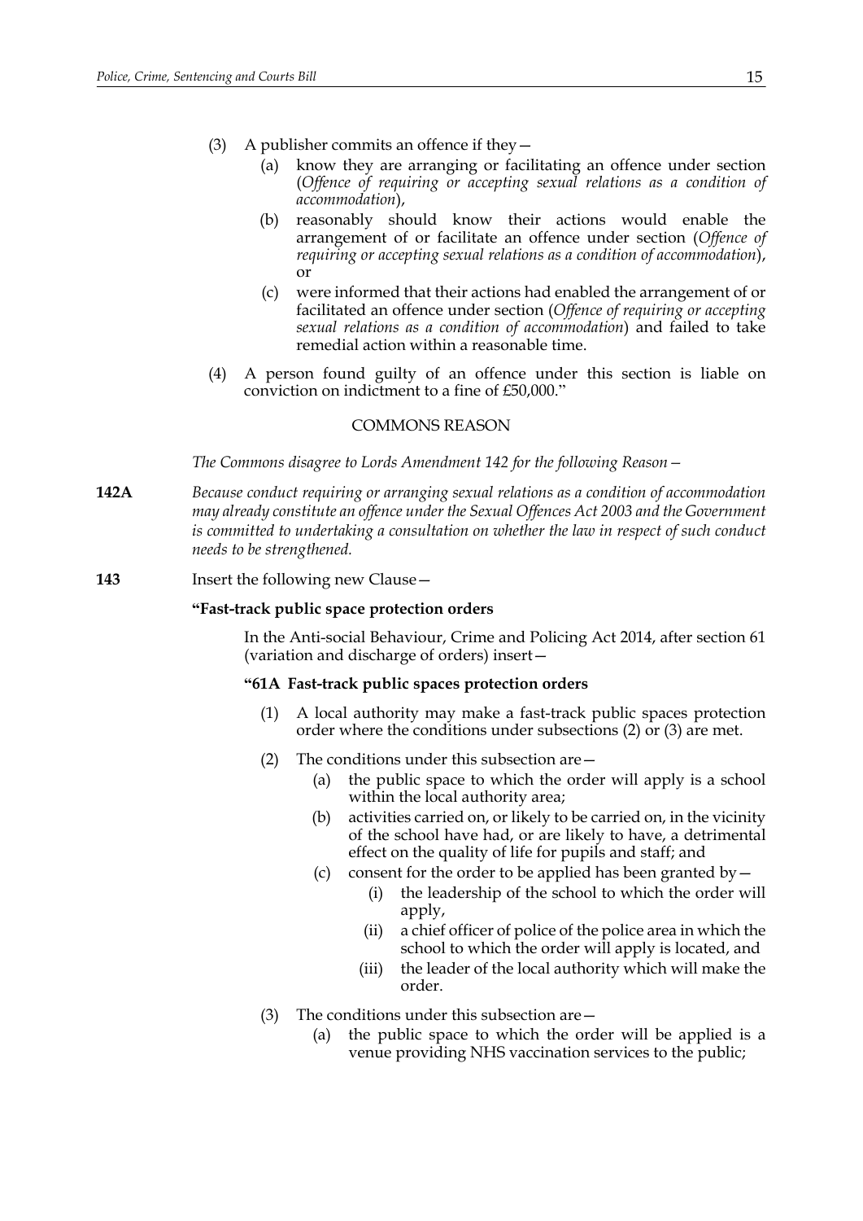(3) A publisher commits an offence if they—

  (a) know they are arranging or facilitating an offence under section (*Offence of requiring or accepting sexual relations as a condition of accommodation*),

  (b) reasonably should know their actions would enable the arrangement of or facilitate an offence under section (*Offence of requiring or accepting sexual relations as a condition of accommodation*), or

  (c) were informed that their actions had enabled the arrangement of or facilitated an offence under section (*Offence of requiring or accepting sexual relations as a condition of accommodation*) and failed to take remedial action within a reasonable time.

(4) A person found guilty of an offence under this section is liable on conviction on indictment to a fine of £50,000."

COMMONS REASON

*The Commons disagree to Lords Amendment 142 for the following Reason—*

**142A** *Because conduct requiring or arranging sexual relations as a condition of accommodation may already constitute an offence under the Sexual Offences Act 2003 and the Government is committed to undertaking a consultation on whether the law in respect of such conduct needs to be strengthened.*

**143** Insert the following new Clause—

**"Fast-track public space protection orders**

In the Anti-social Behaviour, Crime and Policing Act 2014, after section 61 (variation and discharge of orders) insert—

**"61A Fast-track public spaces protection orders**

(1) A local authority may make a fast-track public spaces protection order where the conditions under subsections (2) or (3) are met.

(2) The conditions under this subsection are—

  (a) the public space to which the order will apply is a school within the local authority area;

  (b) activities carried on, or likely to be carried on, in the vicinity of the school have had, or are likely to have, a detrimental effect on the quality of life for pupils and staff; and

  (c) consent for the order to be applied has been granted by—

    (i) the leadership of the school to which the order will apply,

    (ii) a chief officer of police of the police area in which the school to which the order will apply is located, and

    (iii) the leader of the local authority which will make the order.

(3) The conditions under this subsection are—

  (a) the public space to which the order will be applied is a venue providing NHS vaccination services to the public;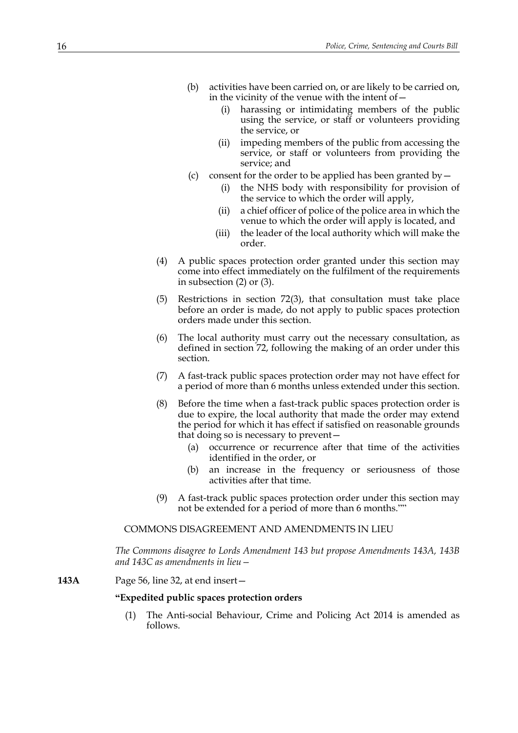- (b) activities have been carried on, or are likely to be carried on, in the vicinity of the venue with the intent of—
  - (i) harassing or intimidating members of the public using the service, or staff or volunteers providing the service, or
  - (ii) impeding members of the public from accessing the service, or staff or volunteers from providing the service; and
- (c) consent for the order to be applied has been granted by—
  - (i) the NHS body with responsibility for provision of the service to which the order will apply,
  - (ii) a chief officer of police of the police area in which the venue to which the order will apply is located, and
  - (iii) the leader of the local authority which will make the order.

(4) A public spaces protection order granted under this section may come into effect immediately on the fulfilment of the requirements in subsection (2) or (3).

(5) Restrictions in section 72(3), that consultation must take place before an order is made, do not apply to public spaces protection orders made under this section.

(6) The local authority must carry out the necessary consultation, as defined in section 72, following the making of an order under this section.

(7) A fast-track public spaces protection order may not have effect for a period of more than 6 months unless extended under this section.

(8) Before the time when a fast-track public spaces protection order is due to expire, the local authority that made the order may extend the period for which it has effect if satisfied on reasonable grounds that doing so is necessary to prevent—
- (a) occurrence or recurrence after that time of the activities identified in the order, or
- (b) an increase in the frequency or seriousness of those activities after that time.

(9) A fast-track public spaces protection order under this section may not be extended for a period of more than 6 months.""

COMMONS DISAGREEMENT AND AMENDMENTS IN LIEU

*The Commons disagree to Lords Amendment 143 but propose Amendments 143A, 143B and 143C as amendments in lieu—*

**143A** Page 56, line 32, at end insert—

**"Expedited public spaces protection orders**

(1) The Anti-social Behaviour, Crime and Policing Act 2014 is amended as follows.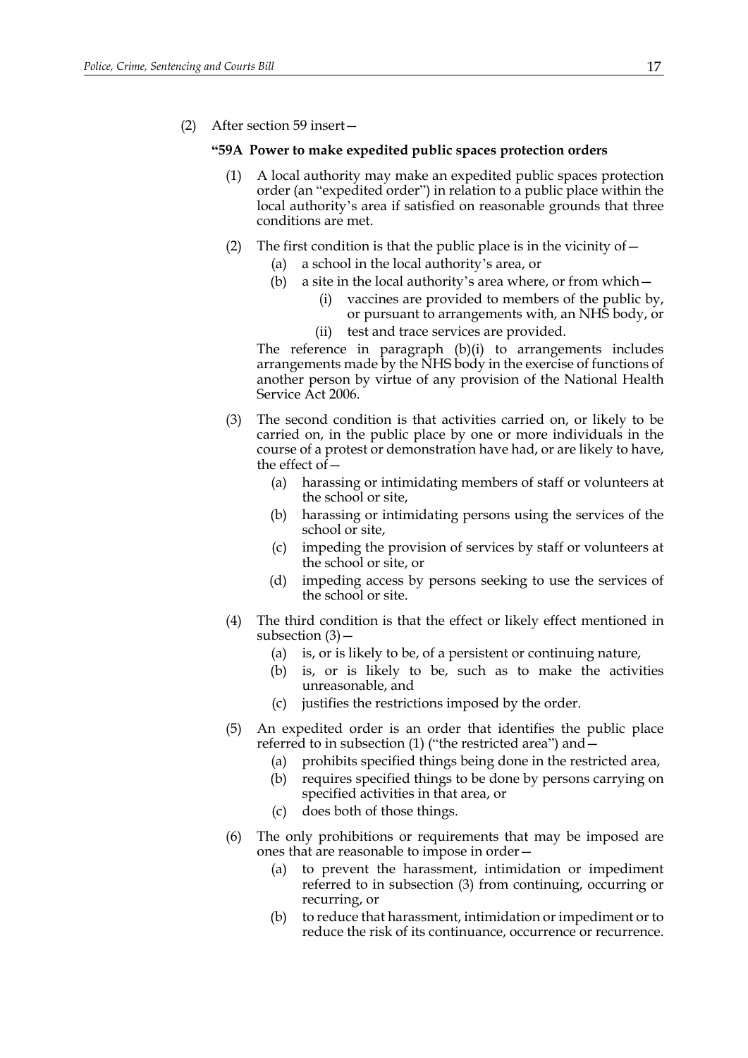(2) After section 59 insert—

**"59A Power to make expedited public spaces protection orders**

(1) A local authority may make an expedited public spaces protection order (an "expedited order") in relation to a public place within the local authority's area if satisfied on reasonable grounds that three conditions are met.

(2) The first condition is that the public place is in the vicinity of—

 (a) a school in the local authority's area, or

 (b) a site in the local authority's area where, or from which—

  (i) vaccines are provided to members of the public by, or pursuant to arrangements with, an NHS body, or

  (ii) test and trace services are provided.

The reference in paragraph (b)(i) to arrangements includes arrangements made by the NHS body in the exercise of functions of another person by virtue of any provision of the National Health Service Act 2006.

(3) The second condition is that activities carried on, or likely to be carried on, in the public place by one or more individuals in the course of a protest or demonstration have had, or are likely to have, the effect of—

 (a) harassing or intimidating members of staff or volunteers at the school or site,

 (b) harassing or intimidating persons using the services of the school or site,

 (c) impeding the provision of services by staff or volunteers at the school or site, or

 (d) impeding access by persons seeking to use the services of the school or site.

(4) The third condition is that the effect or likely effect mentioned in subsection (3)—

 (a) is, or is likely to be, of a persistent or continuing nature,

 (b) is, or is likely to be, such as to make the activities unreasonable, and

 (c) justifies the restrictions imposed by the order.

(5) An expedited order is an order that identifies the public place referred to in subsection (1) ("the restricted area") and—

 (a) prohibits specified things being done in the restricted area,

 (b) requires specified things to be done by persons carrying on specified activities in that area, or

 (c) does both of those things.

(6) The only prohibitions or requirements that may be imposed are ones that are reasonable to impose in order—

 (a) to prevent the harassment, intimidation or impediment referred to in subsection (3) from continuing, occurring or recurring, or

 (b) to reduce that harassment, intimidation or impediment or to reduce the risk of its continuance, occurrence or recurrence.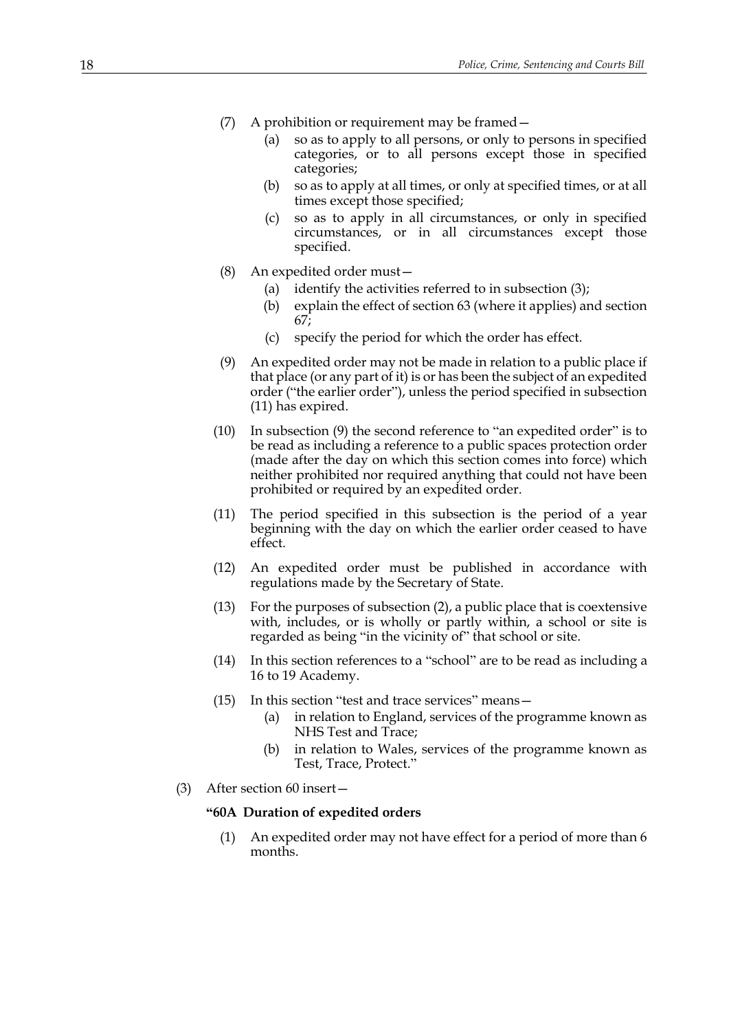(7) A prohibition or requirement may be framed—

   (a) so as to apply to all persons, or only to persons in specified categories, or to all persons except those in specified categories;

   (b) so as to apply at all times, or only at specified times, or at all times except those specified;

   (c) so as to apply in all circumstances, or only in specified circumstances, or in all circumstances except those specified.

(8) An expedited order must—

   (a) identify the activities referred to in subsection (3);

   (b) explain the effect of section 63 (where it applies) and section 67;

   (c) specify the period for which the order has effect.

(9) An expedited order may not be made in relation to a public place if that place (or any part of it) is or has been the subject of an expedited order ("the earlier order"), unless the period specified in subsection (11) has expired.

(10) In subsection (9) the second reference to "an expedited order" is to be read as including a reference to a public spaces protection order (made after the day on which this section comes into force) which neither prohibited nor required anything that could not have been prohibited or required by an expedited order.

(11) The period specified in this subsection is the period of a year beginning with the day on which the earlier order ceased to have effect.

(12) An expedited order must be published in accordance with regulations made by the Secretary of State.

(13) For the purposes of subsection (2), a public place that is coextensive with, includes, or is wholly or partly within, a school or site is regarded as being "in the vicinity of" that school or site.

(14) In this section references to a "school" are to be read as including a 16 to 19 Academy.

(15) In this section "test and trace services" means—

   (a) in relation to England, services of the programme known as NHS Test and Trace;

   (b) in relation to Wales, services of the programme known as Test, Trace, Protect."

(3) After section 60 insert—

**"60A Duration of expedited orders**

(1) An expedited order may not have effect for a period of more than 6 months.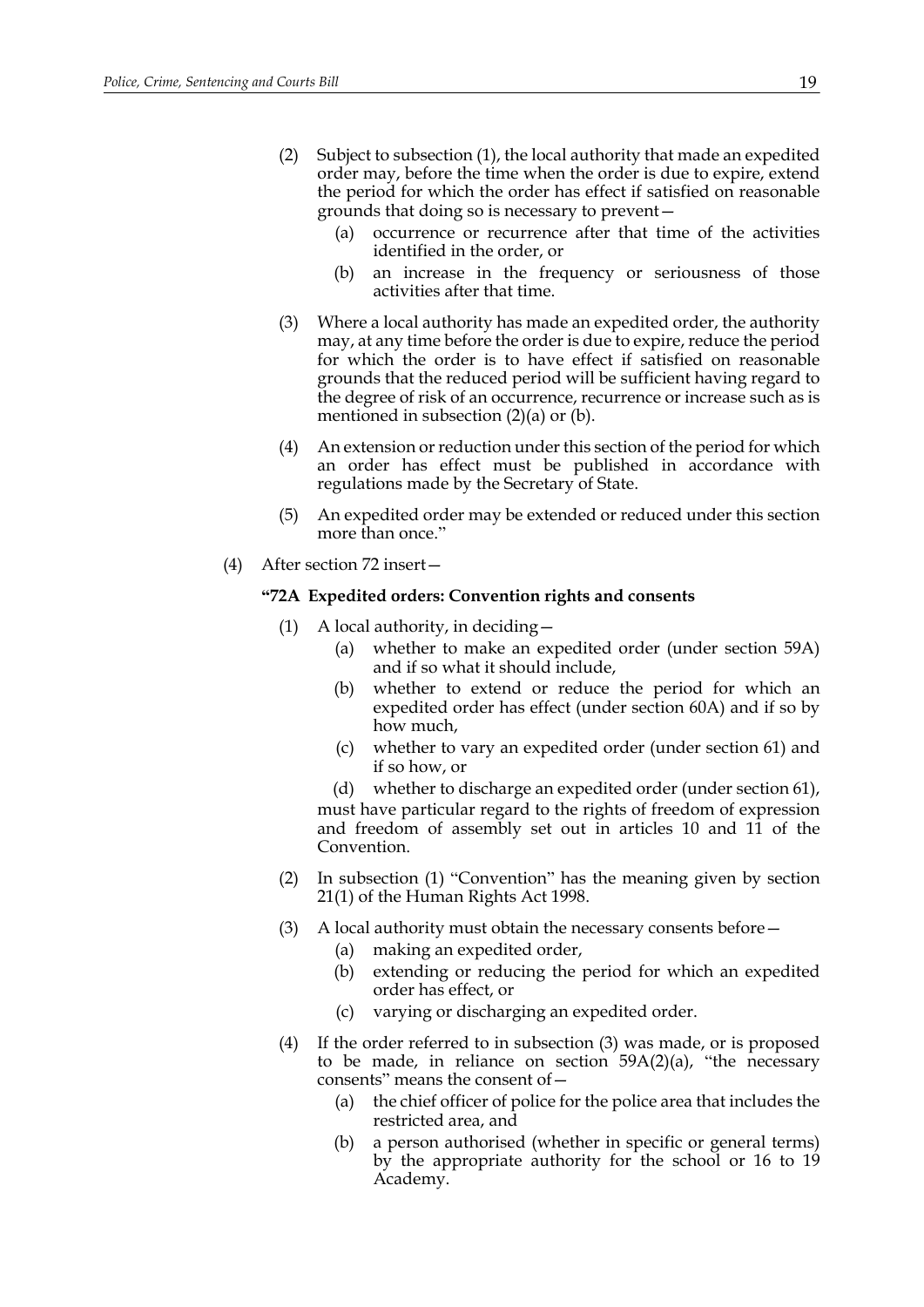(2) Subject to subsection (1), the local authority that made an expedited order may, before the time when the order is due to expire, extend the period for which the order has effect if satisfied on reasonable grounds that doing so is necessary to prevent—

(a) occurrence or recurrence after that time of the activities identified in the order, or

(b) an increase in the frequency or seriousness of those activities after that time.

(3) Where a local authority has made an expedited order, the authority may, at any time before the order is due to expire, reduce the period for which the order is to have effect if satisfied on reasonable grounds that the reduced period will be sufficient having regard to the degree of risk of an occurrence, recurrence or increase such as is mentioned in subsection (2)(a) or (b).

(4) An extension or reduction under this section of the period for which an order has effect must be published in accordance with regulations made by the Secretary of State.

(5) An expedited order may be extended or reduced under this section more than once."

(4) After section 72 insert—

**"72A Expedited orders: Convention rights and consents**

(1) A local authority, in deciding—

(a) whether to make an expedited order (under section 59A) and if so what it should include,

(b) whether to extend or reduce the period for which an expedited order has effect (under section 60A) and if so by how much,

(c) whether to vary an expedited order (under section 61) and if so how, or

(d) whether to discharge an expedited order (under section 61),

must have particular regard to the rights of freedom of expression and freedom of assembly set out in articles 10 and 11 of the Convention.

(2) In subsection (1) "Convention" has the meaning given by section 21(1) of the Human Rights Act 1998.

(3) A local authority must obtain the necessary consents before—

(a) making an expedited order,

(b) extending or reducing the period for which an expedited order has effect, or

(c) varying or discharging an expedited order.

(4) If the order referred to in subsection (3) was made, or is proposed to be made, in reliance on section 59A(2)(a), "the necessary consents" means the consent of—

(a) the chief officer of police for the police area that includes the restricted area, and

(b) a person authorised (whether in specific or general terms) by the appropriate authority for the school or 16 to 19 Academy.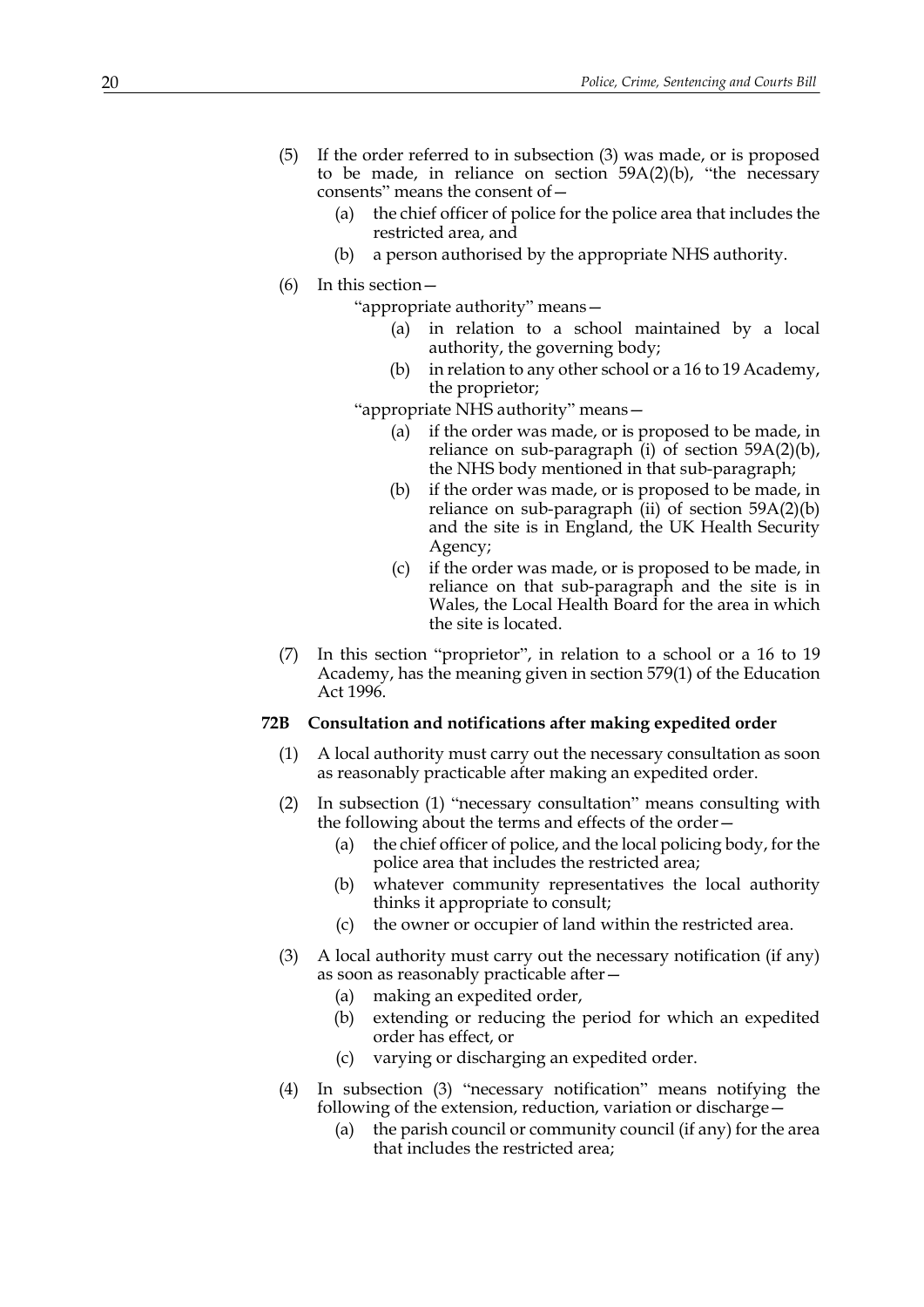(5) If the order referred to in subsection (3) was made, or is proposed to be made, in reliance on section 59A(2)(b), "the necessary consents" means the consent of—

- (a) the chief officer of police for the police area that includes the restricted area, and
- (b) a person authorised by the appropriate NHS authority.

(6) In this section—

"appropriate authority" means—

- (a) in relation to a school maintained by a local authority, the governing body;
- (b) in relation to any other school or a 16 to 19 Academy, the proprietor;

"appropriate NHS authority" means—

- (a) if the order was made, or is proposed to be made, in reliance on sub-paragraph (i) of section 59A(2)(b), the NHS body mentioned in that sub-paragraph;
- (b) if the order was made, or is proposed to be made, in reliance on sub-paragraph (ii) of section 59A(2)(b) and the site is in England, the UK Health Security Agency;
- (c) if the order was made, or is proposed to be made, in reliance on that sub-paragraph and the site is in Wales, the Local Health Board for the area in which the site is located.

(7) In this section "proprietor", in relation to a school or a 16 to 19 Academy, has the meaning given in section 579(1) of the Education Act 1996.

**72B Consultation and notifications after making expedited order**

(1) A local authority must carry out the necessary consultation as soon as reasonably practicable after making an expedited order.

(2) In subsection (1) "necessary consultation" means consulting with the following about the terms and effects of the order—

- (a) the chief officer of police, and the local policing body, for the police area that includes the restricted area;
- (b) whatever community representatives the local authority thinks it appropriate to consult;
- (c) the owner or occupier of land within the restricted area.

(3) A local authority must carry out the necessary notification (if any) as soon as reasonably practicable after—

- (a) making an expedited order,
- (b) extending or reducing the period for which an expedited order has effect, or
- (c) varying or discharging an expedited order.

(4) In subsection (3) "necessary notification" means notifying the following of the extension, reduction, variation or discharge—

- (a) the parish council or community council (if any) for the area that includes the restricted area;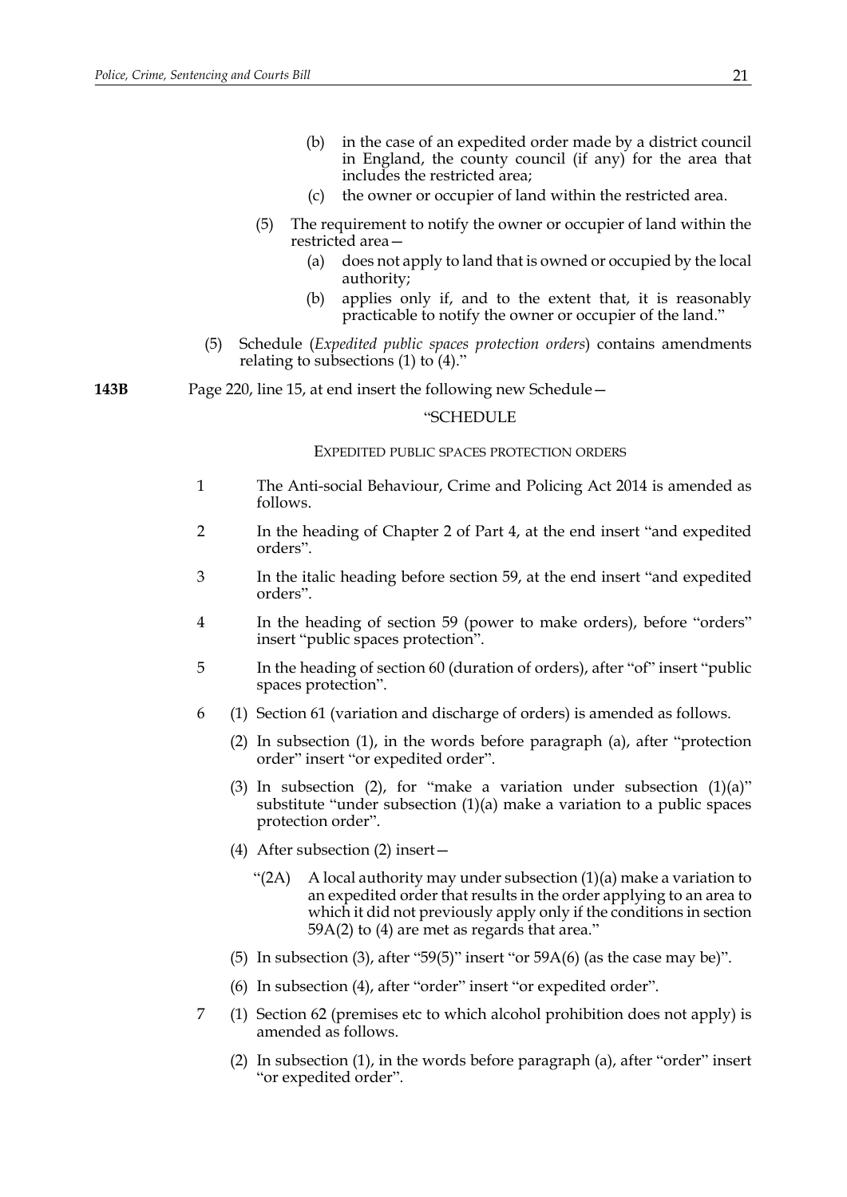(b) in the case of an expedited order made by a district council in England, the county council (if any) for the area that includes the restricted area;

(c) the owner or occupier of land within the restricted area.

(5) The requirement to notify the owner or occupier of land within the restricted area—

(a) does not apply to land that is owned or occupied by the local authority;

(b) applies only if, and to the extent that, it is reasonably practicable to notify the owner or occupier of the land."

(5) Schedule (*Expedited public spaces protection orders*) contains amendments relating to subsections (1) to (4)."

**143B** Page 220, line 15, at end insert the following new Schedule—

"SCHEDULE

EXPEDITED PUBLIC SPACES PROTECTION ORDERS

1 The Anti-social Behaviour, Crime and Policing Act 2014 is amended as follows.

2 In the heading of Chapter 2 of Part 4, at the end insert "and expedited orders".

3 In the italic heading before section 59, at the end insert "and expedited orders".

4 In the heading of section 59 (power to make orders), before "orders" insert "public spaces protection".

5 In the heading of section 60 (duration of orders), after "of" insert "public spaces protection".

6 (1) Section 61 (variation and discharge of orders) is amended as follows.

(2) In subsection (1), in the words before paragraph (a), after "protection order" insert "or expedited order".

(3) In subsection (2), for "make a variation under subsection (1)(a)" substitute "under subsection (1)(a) make a variation to a public spaces protection order".

(4) After subsection (2) insert—

"(2A) A local authority may under subsection (1)(a) make a variation to an expedited order that results in the order applying to an area to which it did not previously apply only if the conditions in section 59A(2) to (4) are met as regards that area."

(5) In subsection (3), after "59(5)" insert "or 59A(6) (as the case may be)".

(6) In subsection (4), after "order" insert "or expedited order".

7 (1) Section 62 (premises etc to which alcohol prohibition does not apply) is amended as follows.

(2) In subsection (1), in the words before paragraph (a), after "order" insert "or expedited order".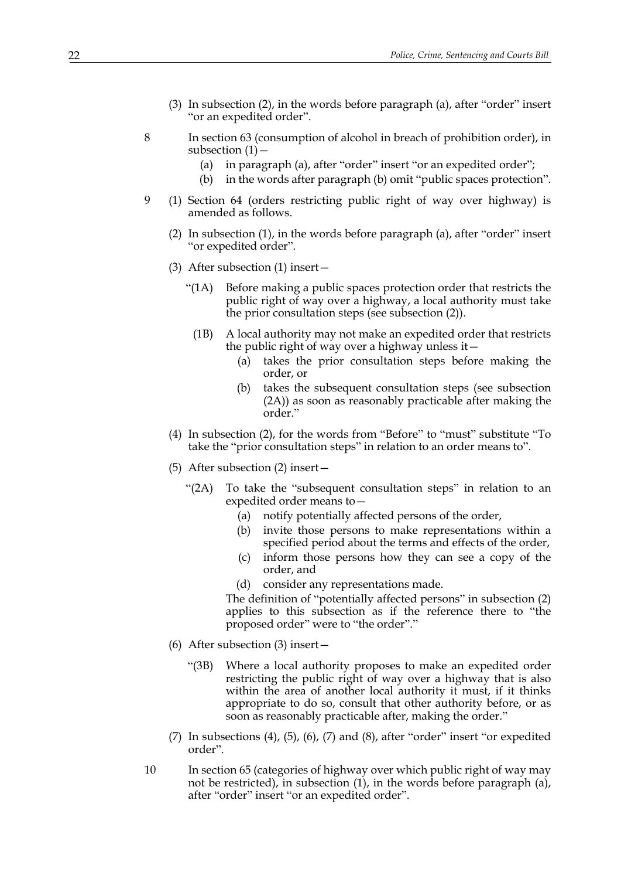(3) In subsection (2), in the words before paragraph (a), after "order" insert "or an expedited order".

8 In section 63 (consumption of alcohol in breach of prohibition order), in subsection (1)—

(a) in paragraph (a), after "order" insert "or an expedited order";

(b) in the words after paragraph (b) omit "public spaces protection".

9 (1) Section 64 (orders restricting public right of way over highway) is amended as follows.

(2) In subsection (1), in the words before paragraph (a), after "order" insert "or expedited order".

(3) After subsection (1) insert—

"(1A) Before making a public spaces protection order that restricts the public right of way over a highway, a local authority must take the prior consultation steps (see subsection (2)).

(1B) A local authority may not make an expedited order that restricts the public right of way over a highway unless it—

(a) takes the prior consultation steps before making the order, or

(b) takes the subsequent consultation steps (see subsection (2A)) as soon as reasonably practicable after making the order."

(4) In subsection (2), for the words from "Before" to "must" substitute "To take the "prior consultation steps" in relation to an order means to".

(5) After subsection (2) insert—

"(2A) To take the "subsequent consultation steps" in relation to an expedited order means to—

(a) notify potentially affected persons of the order,

(b) invite those persons to make representations within a specified period about the terms and effects of the order,

(c) inform those persons how they can see a copy of the order, and

(d) consider any representations made.

The definition of "potentially affected persons" in subsection (2) applies to this subsection as if the reference there to "the proposed order" were to "the order"."

(6) After subsection (3) insert—

"(3B) Where a local authority proposes to make an expedited order restricting the public right of way over a highway that is also within the area of another local authority it must, if it thinks appropriate to do so, consult that other authority before, or as soon as reasonably practicable after, making the order."

(7) In subsections (4), (5), (6), (7) and (8), after "order" insert "or expedited order".

10 In section 65 (categories of highway over which public right of way may not be restricted), in subsection (1), in the words before paragraph (a), after "order" insert "or an expedited order".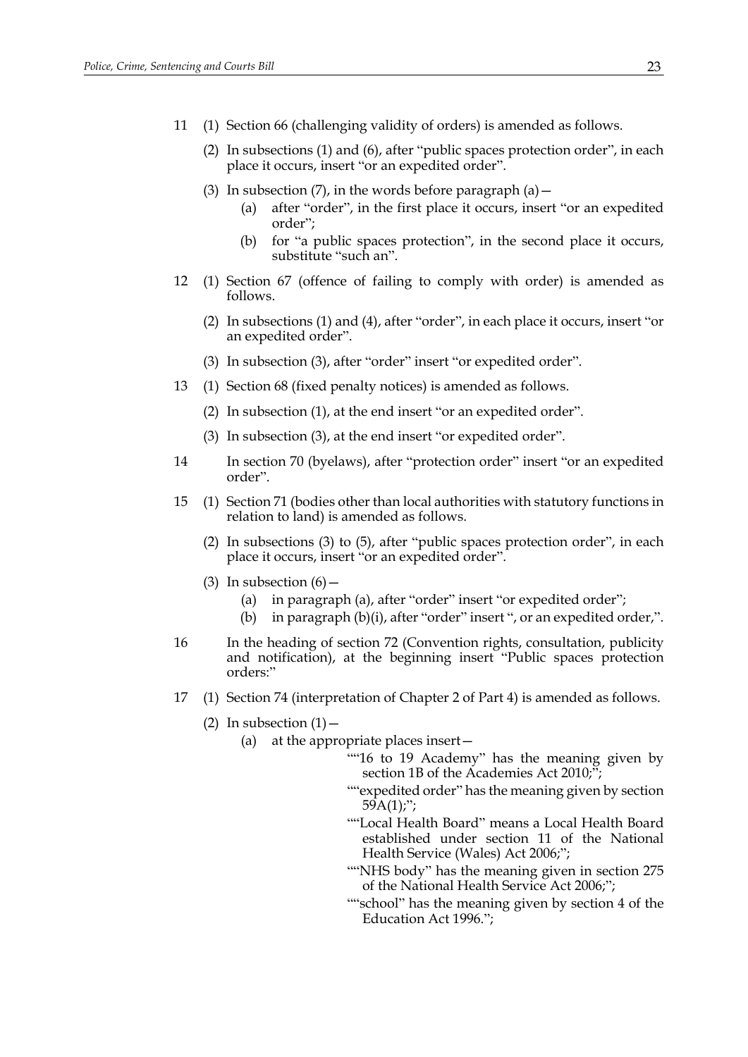11 (1) Section 66 (challenging validity of orders) is amended as follows.

(2) In subsections (1) and (6), after "public spaces protection order", in each place it occurs, insert "or an expedited order".

(3) In subsection (7), in the words before paragraph (a)—

(a) after "order", in the first place it occurs, insert "or an expedited order";

(b) for "a public spaces protection", in the second place it occurs, substitute "such an".

12 (1) Section 67 (offence of failing to comply with order) is amended as follows.

(2) In subsections (1) and (4), after "order", in each place it occurs, insert "or an expedited order".

(3) In subsection (3), after "order" insert "or expedited order".

13 (1) Section 68 (fixed penalty notices) is amended as follows.

(2) In subsection (1), at the end insert "or an expedited order".

(3) In subsection (3), at the end insert "or expedited order".

14 In section 70 (byelaws), after "protection order" insert "or an expedited order".

15 (1) Section 71 (bodies other than local authorities with statutory functions in relation to land) is amended as follows.

(2) In subsections (3) to (5), after "public spaces protection order", in each place it occurs, insert "or an expedited order".

(3) In subsection (6)—

(a) in paragraph (a), after "order" insert "or expedited order";

(b) in paragraph (b)(i), after "order" insert ", or an expedited order,".

16 In the heading of section 72 (Convention rights, consultation, publicity and notification), at the beginning insert "Public spaces protection orders:"

17 (1) Section 74 (interpretation of Chapter 2 of Part 4) is amended as follows.

(2) In subsection (1)—

(a) at the appropriate places insert—

""16 to 19 Academy" has the meaning given by section 1B of the Academies Act 2010;";

""expedited order" has the meaning given by section 59A(1);";

""Local Health Board" means a Local Health Board established under section 11 of the National Health Service (Wales) Act 2006;";

""NHS body" has the meaning given in section 275 of the National Health Service Act 2006;";

""school" has the meaning given by section 4 of the Education Act 1996.";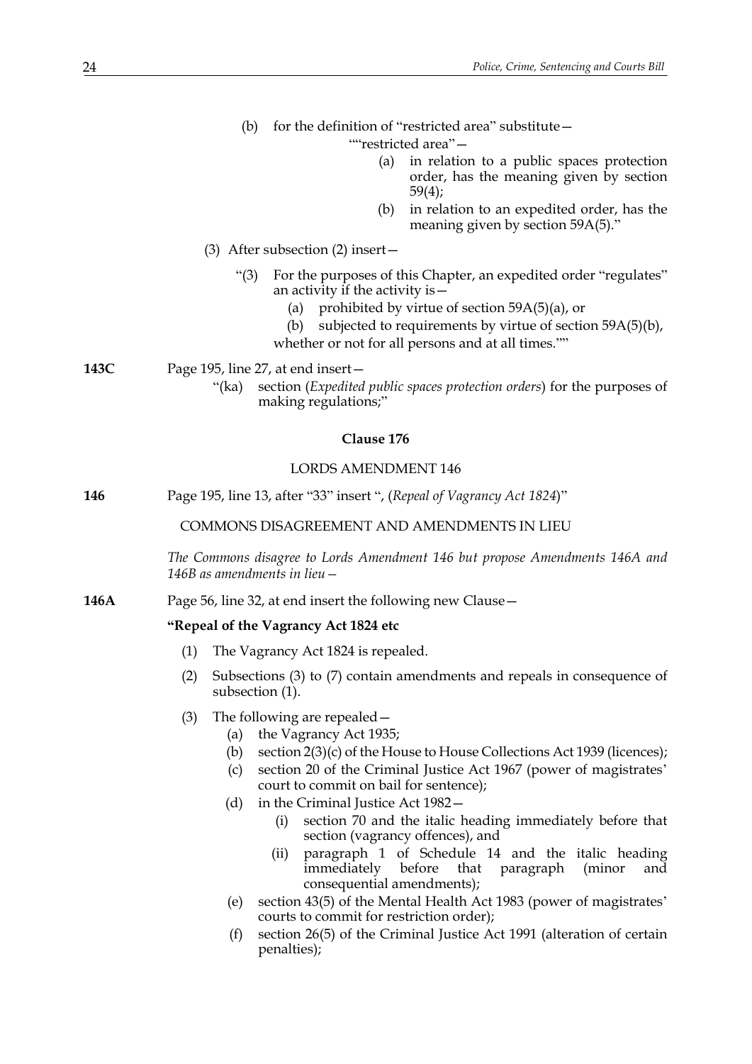(b) for the definition of "restricted area" substitute—

""restricted area"—

(a) in relation to a public spaces protection order, has the meaning given by section 59(4);

(b) in relation to an expedited order, has the meaning given by section 59A(5)."

(3) After subsection (2) insert—

"(3) For the purposes of this Chapter, an expedited order "regulates" an activity if the activity is—

(a) prohibited by virtue of section 59A(5)(a), or

(b) subjected to requirements by virtue of section 59A(5)(b),

whether or not for all persons and at all times.""

**143C** Page 195, line 27, at end insert—

"(ka) section (*Expedited public spaces protection orders*) for the purposes of making regulations;"

### Clause 176

LORDS AMENDMENT 146

**146** Page 195, line 13, after "33" insert ", (*Repeal of Vagrancy Act 1824*)"

COMMONS DISAGREEMENT AND AMENDMENTS IN LIEU

*The Commons disagree to Lords Amendment 146 but propose Amendments 146A and 146B as amendments in lieu—*

**146A** Page 56, line 32, at end insert the following new Clause—

**"Repeal of the Vagrancy Act 1824 etc**

(1) The Vagrancy Act 1824 is repealed.

(2) Subsections (3) to (7) contain amendments and repeals in consequence of subsection (1).

(3) The following are repealed—

(a) the Vagrancy Act 1935;

(b) section 2(3)(c) of the House to House Collections Act 1939 (licences);

(c) section 20 of the Criminal Justice Act 1967 (power of magistrates' court to commit on bail for sentence);

(d) in the Criminal Justice Act 1982—

(i) section 70 and the italic heading immediately before that section (vagrancy offences), and

(ii) paragraph 1 of Schedule 14 and the italic heading immediately before that paragraph (minor and consequential amendments);

(e) section 43(5) of the Mental Health Act 1983 (power of magistrates' courts to commit for restriction order);

(f) section 26(5) of the Criminal Justice Act 1991 (alteration of certain penalties);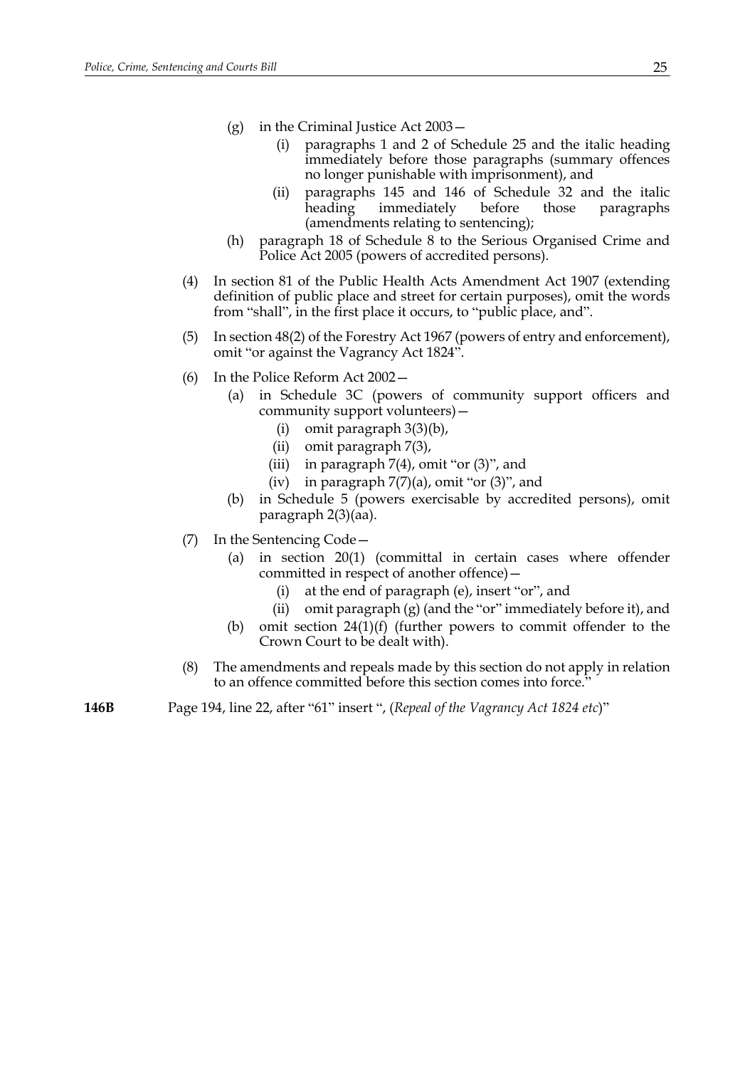(g) in the Criminal Justice Act 2003—

   (i) paragraphs 1 and 2 of Schedule 25 and the italic heading immediately before those paragraphs (summary offences no longer punishable with imprisonment), and

   (ii) paragraphs 145 and 146 of Schedule 32 and the italic heading immediately before those paragraphs (amendments relating to sentencing);

(h) paragraph 18 of Schedule 8 to the Serious Organised Crime and Police Act 2005 (powers of accredited persons).

(4) In section 81 of the Public Health Acts Amendment Act 1907 (extending definition of public place and street for certain purposes), omit the words from "shall", in the first place it occurs, to "public place, and".

(5) In section 48(2) of the Forestry Act 1967 (powers of entry and enforcement), omit "or against the Vagrancy Act 1824".

(6) In the Police Reform Act 2002—

   (a) in Schedule 3C (powers of community support officers and community support volunteers)—

      (i) omit paragraph 3(3)(b),

      (ii) omit paragraph 7(3),

      (iii) in paragraph 7(4), omit "or (3)", and

      (iv) in paragraph 7(7)(a), omit "or (3)", and

   (b) in Schedule 5 (powers exercisable by accredited persons), omit paragraph 2(3)(aa).

(7) In the Sentencing Code—

   (a) in section 20(1) (committal in certain cases where offender committed in respect of another offence)—

      (i) at the end of paragraph (e), insert "or", and

      (ii) omit paragraph (g) (and the "or" immediately before it), and

   (b) omit section 24(1)(f) (further powers to commit offender to the Crown Court to be dealt with).

(8) The amendments and repeals made by this section do not apply in relation to an offence committed before this section comes into force."

**146B** Page 194, line 22, after "61" insert ", (*Repeal of the Vagrancy Act 1824 etc*)"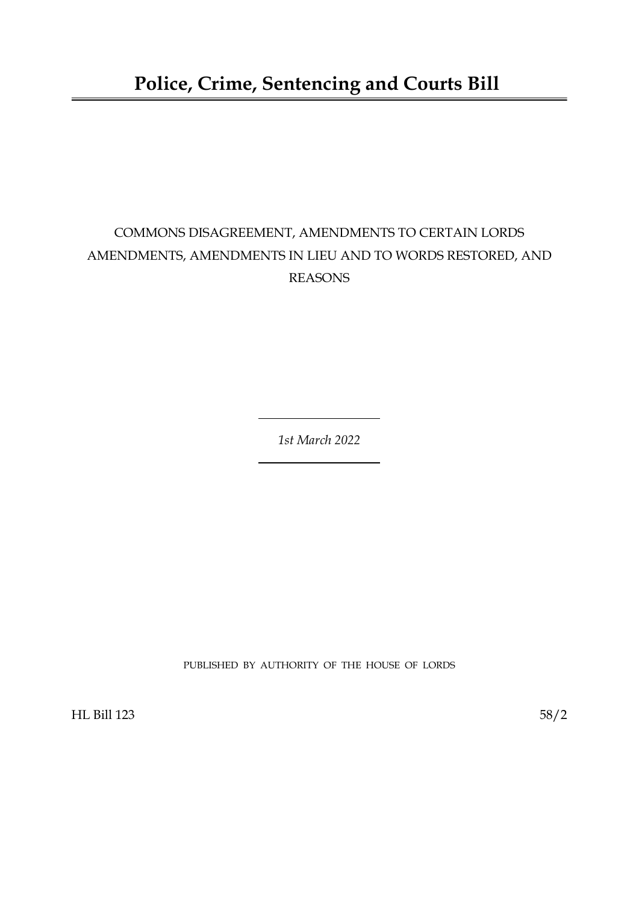# Police, Crime, Sentencing and Courts Bill

COMMONS DISAGREEMENT, AMENDMENTS TO CERTAIN LORDS AMENDMENTS, AMENDMENTS IN LIEU AND TO WORDS RESTORED, AND REASONS

*1st March 2022*

PUBLISHED BY AUTHORITY OF THE HOUSE OF LORDS

HL Bill 123 58/2